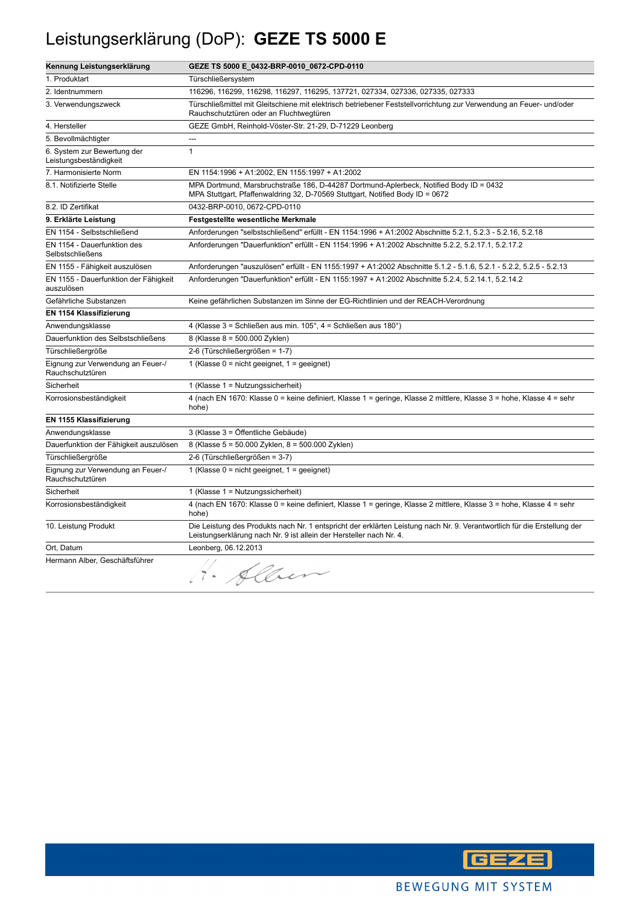# Leistungserklärung (DoP): **GEZE TS 5000 E**

| **Kennung Leistungserklärung** | **GEZE TS 5000 E_0432-BRP-0010_0672-CPD-0110** |
|---|---|
| 1. Produktart | Türschließersystem |
| 2. Identnummern | 116296, 116299, 116298, 116297, 116295, 137721, 027334, 027336, 027335, 027333 |
| 3. Verwendungszweck | Türschließmittel mit Gleitschiene mit elektrisch betriebener Feststellvorrichtung zur Verwendung an Feuer- und/oder Rauchschutztüren oder an Fluchtwegtüren |
| 4. Hersteller | GEZE GmbH, Reinhold-Vöster-Str. 21-29, D-71229 Leonberg |
| 5. Bevollmächtigter | --- |
| 6. System zur Bewertung der Leistungsbeständigkeit | 1 |
| 7. Harmonisierte Norm | EN 1154:1996 + A1:2002, EN 1155:1997 + A1:2002 |
| 8.1. Notifizierte Stelle | MPA Dortmund, Marsbruchstraße 186, D-44287 Dortmund-Aplerbeck, Notified Body ID = 0432<br>MPA Stuttgart, Pfaffenwaldring 32, D-70569 Stuttgart, Notified Body ID = 0672 |
| 8.2. ID Zertifikat | 0432-BRP-0010, 0672-CPD-0110 |
| **9. Erklärte Leistung** | **Festgestellte wesentliche Merkmale** |
| EN 1154 - Selbstschließend | Anforderungen "selbstschließend" erfüllt - EN 1154:1996 + A1:2002 Abschnitte 5.2.1, 5.2.3 - 5.2.16, 5.2.18 |
| EN 1154 - Dauerfunktion des Selbstschließens | Anforderungen "Dauerfunktion" erfüllt - EN 1154:1996 + A1:2002 Abschnitte 5.2.2, 5.2.17.1, 5.2.17.2 |
| EN 1155 - Fähigkeit auszulösen | Anforderungen "auszulösen" erfüllt - EN 1155:1997 + A1:2002 Abschnitte 5.1.2 - 5.1.6, 5.2.1 - 5.2.2, 5.2.5 - 5.2.13 |
| EN 1155 - Dauerfunktion der Fähigkeit auszulösen | Anforderungen "Dauerfunktion" erfüllt - EN 1155:1997 + A1:2002 Abschnitte 5.2.4, 5.2.14.1, 5.2.14.2 |
| Gefährliche Substanzen | Keine gefährlichen Substanzen im Sinne der EG-Richtlinien und der REACH-Verordnung |
| **EN 1154 Klassifizierung** | |
| Anwendungsklasse | 4 (Klasse 3 = Schließen aus min. 105°, 4 = Schließen aus 180°) |
| Dauerfunktion des Selbstschließens | 8 (Klasse 8 = 500.000 Zyklen) |
| Türschließergröße | 2-6 (Türschließergrößen = 1-7) |
| Eignung zur Verwendung an Feuer-/ Rauchschutztüren | 1 (Klasse 0 = nicht geeignet, 1 = geeignet) |
| Sicherheit | 1 (Klasse 1 = Nutzungssicherheit) |
| Korrosionsbeständigkeit | 4 (nach EN 1670: Klasse 0 = keine definiert, Klasse 1 = geringe, Klasse 2 mittlere, Klasse 3 = hohe, Klasse 4 = sehr hohe) |
| **EN 1155 Klassifizierung** | |
| Anwendungsklasse | 3 (Klasse 3 = Öffentliche Gebäude) |
| Dauerfunktion der Fähigkeit auszulösen | 8 (Klasse 5 = 50.000 Zyklen, 8 = 500.000 Zyklen) |
| Türschließergröße | 2-6 (Türschließergrößen = 3-7) |
| Eignung zur Verwendung an Feuer-/ Rauchschutztüren | 1 (Klasse 0 = nicht geeignet, 1 = geeignet) |
| Sicherheit | 1 (Klasse 1 = Nutzungssicherheit) |
| Korrosionsbeständigkeit | 4 (nach EN 1670: Klasse 0 = keine definiert, Klasse 1 = geringe, Klasse 2 mittlere, Klasse 3 = hohe, Klasse 4 = sehr hohe) |
| 10. Leistung Produkt | Die Leistung des Produkts nach Nr. 1 entspricht der erklärten Leistung nach Nr. 9. Verantwortlich für die Erstellung der Leistungserklärung nach Nr. 9 ist allein der Hersteller nach Nr. 4. |
| Ort, Datum | Leonberg, 06.12.2013 |
| Hermann Alber, Geschäftsführer | H. Alber |

GEZE

BEWEGUNG MIT SYSTEM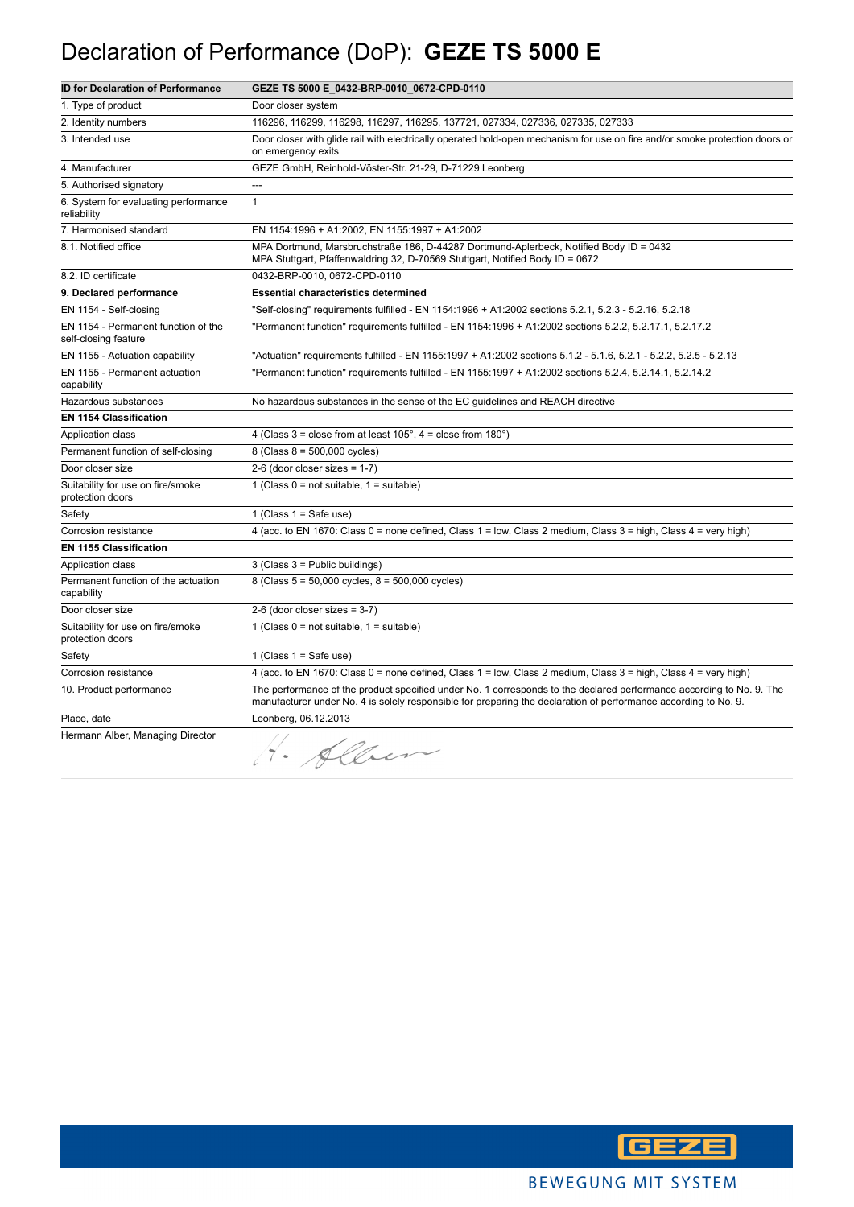# Declaration of Performance (DoP): **GEZE TS 5000 E**

| ID for Declaration of Performance | GEZE TS 5000 E_0432-BRP-0010_0672-CPD-0110 |
|---|---|
| 1. Type of product | Door closer system |
| 2. Identity numbers | 116296, 116299, 116298, 116297, 116295, 137721, 027334, 027336, 027335, 027333 |
| 3. Intended use | Door closer with glide rail with electrically operated hold-open mechanism for use on fire and/or smoke protection doors or on emergency exits |
| 4. Manufacturer | GEZE GmbH, Reinhold-Vöster-Str. 21-29, D-71229 Leonberg |
| 5. Authorised signatory | --- |
| 6. System for evaluating performance reliability | 1 |
| 7. Harmonised standard | EN 1154:1996 + A1:2002, EN 1155:1997 + A1:2002 |
| 8.1. Notified office | MPA Dortmund, Marsbruchstraße 186, D-44287 Dortmund-Aplerbeck, Notified Body ID = 0432<br>MPA Stuttgart, Pfaffenwaldring 32, D-70569 Stuttgart, Notified Body ID = 0672 |
| 8.2. ID certificate | 0432-BRP-0010, 0672-CPD-0110 |
| **9. Declared performance** | **Essential characteristics determined** |
| EN 1154 - Self-closing | "Self-closing" requirements fulfilled - EN 1154:1996 + A1:2002 sections 5.2.1, 5.2.3 - 5.2.16, 5.2.18 |
| EN 1154 - Permanent function of the self-closing feature | "Permanent function" requirements fulfilled - EN 1154:1996 + A1:2002 sections 5.2.2, 5.2.17.1, 5.2.17.2 |
| EN 1155 - Actuation capability | "Actuation" requirements fulfilled - EN 1155:1997 + A1:2002 sections 5.1.2 - 5.1.6, 5.2.1 - 5.2.2, 5.2.5 - 5.2.13 |
| EN 1155 - Permanent actuation capability | "Permanent function" requirements fulfilled - EN 1155:1997 + A1:2002 sections 5.2.4, 5.2.14.1, 5.2.14.2 |
| Hazardous substances | No hazardous substances in the sense of the EC guidelines and REACH directive |
| **EN 1154 Classification** | |
| Application class | 4 (Class 3 = close from at least 105°, 4 = close from 180°) |
| Permanent function of self-closing | 8 (Class 8 = 500,000 cycles) |
| Door closer size | 2-6 (door closer sizes = 1-7) |
| Suitability for use on fire/smoke protection doors | 1 (Class 0 = not suitable, 1 = suitable) |
| Safety | 1 (Class 1 = Safe use) |
| Corrosion resistance | 4 (acc. to EN 1670: Class 0 = none defined, Class 1 = low, Class 2 medium, Class 3 = high, Class 4 = very high) |
| **EN 1155 Classification** | |
| Application class | 3 (Class 3 = Public buildings) |
| Permanent function of the actuation capability | 8 (Class 5 = 50,000 cycles, 8 = 500,000 cycles) |
| Door closer size | 2-6 (door closer sizes = 3-7) |
| Suitability for use on fire/smoke protection doors | 1 (Class 0 = not suitable, 1 = suitable) |
| Safety | 1 (Class 1 = Safe use) |
| Corrosion resistance | 4 (acc. to EN 1670: Class 0 = none defined, Class 1 = low, Class 2 medium, Class 3 = high, Class 4 = very high) |
| 10. Product performance | The performance of the product specified under No. 1 corresponds to the declared performance according to No. 9. The manufacturer under No. 4 is solely responsible for preparing the declaration of performance according to No. 9. |
| Place, date | Leonberg, 06.12.2013 |
| Hermann Alber, Managing Director | H. Alber |

GEZE

BEWEGUNG MIT SYSTEM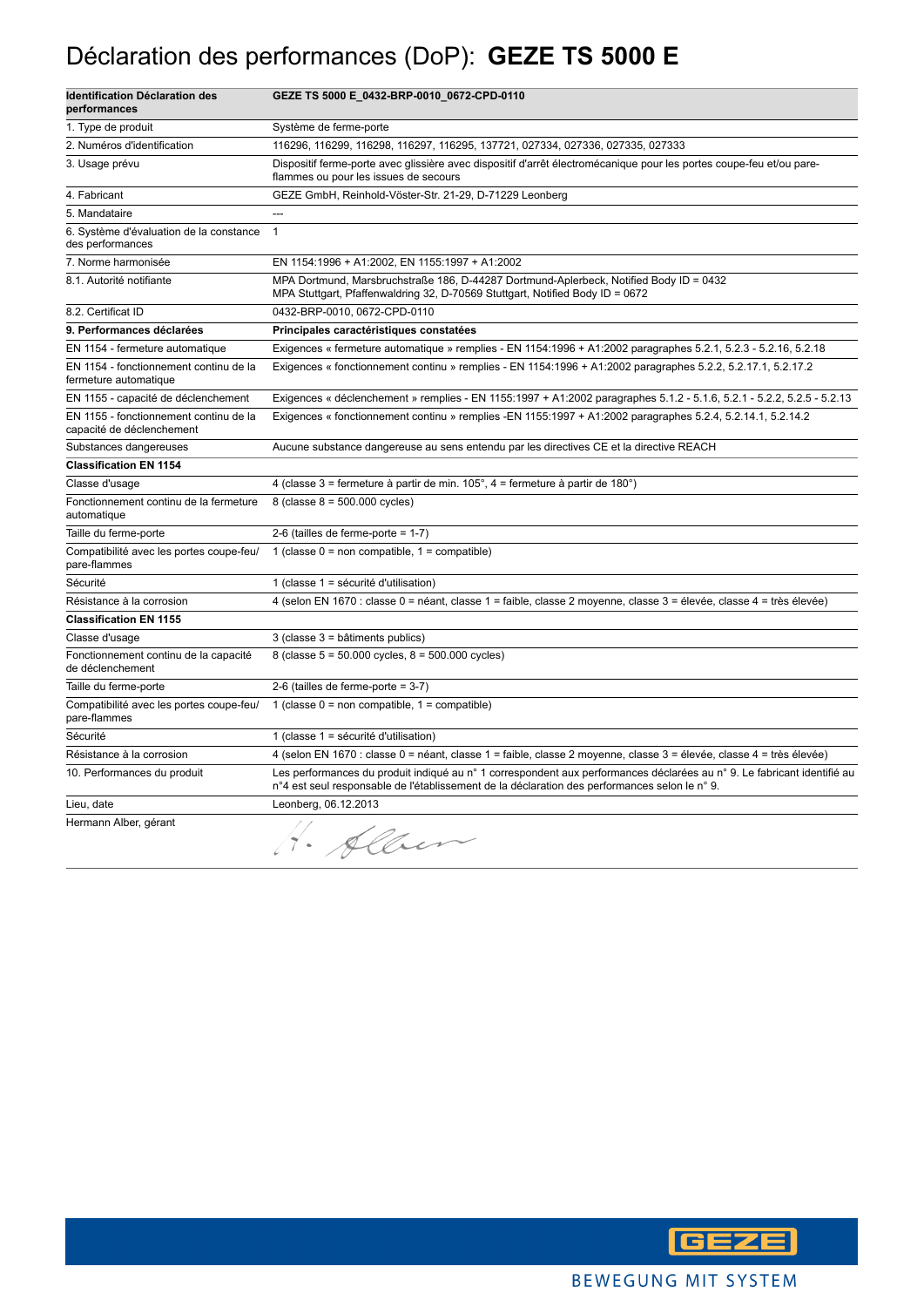# Déclaration des performances (DoP): **GEZE TS 5000 E**

| **Identification Déclaration des performances** | **GEZE TS 5000 E_0432-BRP-0010_0672-CPD-0110** |
|---|---|
| 1. Type de produit | Système de ferme-porte |
| 2. Numéros d'identification | 116296, 116299, 116298, 116297, 116295, 137721, 027334, 027336, 027335, 027333 |
| 3. Usage prévu | Dispositif ferme-porte avec glissière avec dispositif d'arrêt électromécanique pour les portes coupe-feu et/ou pare-flammes ou pour les issues de secours |
| 4. Fabricant | GEZE GmbH, Reinhold-Vöster-Str. 21-29, D-71229 Leonberg |
| 5. Mandataire | --- |
| 6. Système d'évaluation de la constance des performances | 1 |
| 7. Norme harmonisée | EN 1154:1996 + A1:2002, EN 1155:1997 + A1:2002 |
| 8.1. Autorité notifiante | MPA Dortmund, Marsbruchstraße 186, D-44287 Dortmund-Aplerbeck, Notified Body ID = 0432<br>MPA Stuttgart, Pfaffenwaldring 32, D-70569 Stuttgart, Notified Body ID = 0672 |
| 8.2. Certificat ID | 0432-BRP-0010, 0672-CPD-0110 |
| **9. Performances déclarées** | **Principales caractéristiques constatées** |
| EN 1154 - fermeture automatique | Exigences « fermeture automatique » remplies - EN 1154:1996 + A1:2002 paragraphes 5.2.1, 5.2.3 - 5.2.16, 5.2.18 |
| EN 1154 - fonctionnement continu de la fermeture automatique | Exigences « fonctionnement continu » remplies - EN 1154:1996 + A1:2002 paragraphes 5.2.2, 5.2.17.1, 5.2.17.2 |
| EN 1155 - capacité de déclenchement | Exigences « déclenchement » remplies - EN 1155:1997 + A1:2002 paragraphes 5.1.2 - 5.1.6, 5.2.1 - 5.2.2, 5.2.5 - 5.2.13 |
| EN 1155 - fonctionnement continu de la capacité de déclenchement | Exigences « fonctionnement continu » remplies -EN 1155:1997 + A1:2002 paragraphes 5.2.4, 5.2.14.1, 5.2.14.2 |
| Substances dangereuses | Aucune substance dangereuse au sens entendu par les directives CE et la directive REACH |
| **Classification EN 1154** | |
| Classe d'usage | 4 (classe 3 = fermeture à partir de min. 105°, 4 = fermeture à partir de 180°) |
| Fonctionnement continu de la fermeture automatique | 8 (classe 8 = 500.000 cycles) |
| Taille du ferme-porte | 2-6 (tailles de ferme-porte = 1-7) |
| Compatibilité avec les portes coupe-feu/ pare-flammes | 1 (classe 0 = non compatible, 1 = compatible) |
| Sécurité | 1 (classe 1 = sécurité d'utilisation) |
| Résistance à la corrosion | 4 (selon EN 1670 : classe 0 = néant, classe 1 = faible, classe 2 moyenne, classe 3 = élevée, classe 4 = très élevée) |
| **Classification EN 1155** | |
| Classe d'usage | 3 (classe 3 = bâtiments publics) |
| Fonctionnement continu de la capacité de déclenchement | 8 (classe 5 = 50.000 cycles, 8 = 500.000 cycles) |
| Taille du ferme-porte | 2-6 (tailles de ferme-porte = 3-7) |
| Compatibilité avec les portes coupe-feu/ pare-flammes | 1 (classe 0 = non compatible, 1 = compatible) |
| Sécurité | 1 (classe 1 = sécurité d'utilisation) |
| Résistance à la corrosion | 4 (selon EN 1670 : classe 0 = néant, classe 1 = faible, classe 2 moyenne, classe 3 = élevée, classe 4 = très élevée) |
| 10. Performances du produit | Les performances du produit indiqué au n° 1 correspondent aux performances déclarées au n° 9. Le fabricant identifié au n°4 est seul responsable de l'établissement de la déclaration des performances selon le n° 9. |
| Lieu, date | Leonberg, 06.12.2013 |
| Hermann Alber, gérant | H. Alber |

GEZE

BEWEGUNG MIT SYSTEM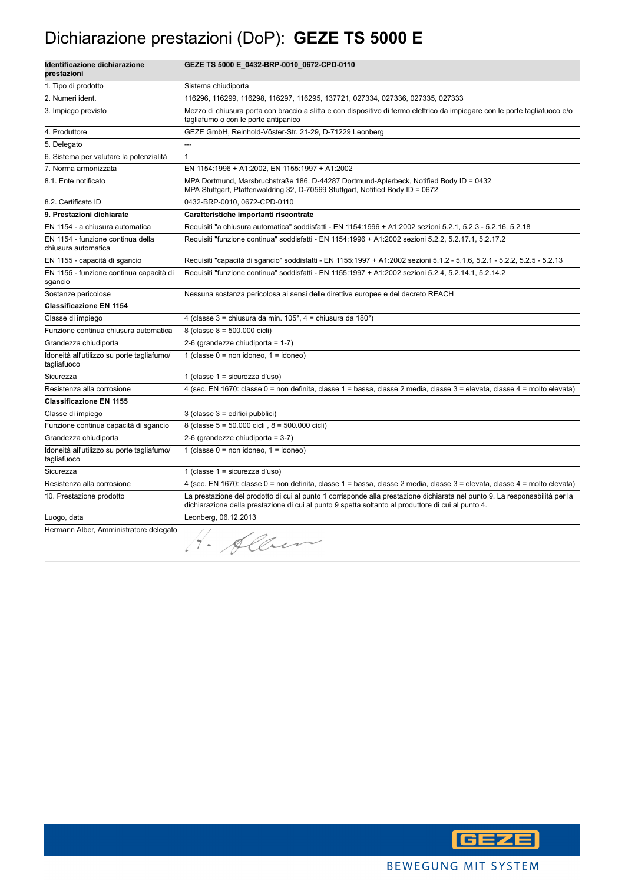# Dichiarazione prestazioni (DoP): **GEZE TS 5000 E**

| **Identificazione dichiarazione prestazioni** | **GEZE TS 5000 E_0432-BRP-0010_0672-CPD-0110** |
|---|---|
| 1. Tipo di prodotto | Sistema chiudiporta |
| 2. Numeri ident. | 116296, 116299, 116298, 116297, 116295, 137721, 027334, 027336, 027335, 027333 |
| 3. Impiego previsto | Mezzo di chiusura porta con braccio a slitta e con dispositivo di fermo elettrico da impiegare con le porte tagliafuoco e/o tagliafumo o con le porte antipanico |
| 4. Produttore | GEZE GmbH, Reinhold-Vöster-Str. 21-29, D-71229 Leonberg |
| 5. Delegato | --- |
| 6. Sistema per valutare la potenzialità | 1 |
| 7. Norma armonizzata | EN 1154:1996 + A1:2002, EN 1155:1997 + A1:2002 |
| 8.1. Ente notificato | MPA Dortmund, Marsbruchstraße 186, D-44287 Dortmund-Aplerbeck, Notified Body ID = 0432<br>MPA Stuttgart, Pfaffenwaldring 32, D-70569 Stuttgart, Notified Body ID = 0672 |
| 8.2. Certificato ID | 0432-BRP-0010, 0672-CPD-0110 |
| **9. Prestazioni dichiarate** | **Caratteristiche importanti riscontrate** |
| EN 1154 - a chiusura automatica | Requisiti "a chiusura automatica" soddisfatti - EN 1154:1996 + A1:2002 sezioni 5.2.1, 5.2.3 - 5.2.16, 5.2.18 |
| EN 1154 - funzione continua della chiusura automatica | Requisiti "funzione continua" soddisfatti - EN 1154:1996 + A1:2002 sezioni 5.2.2, 5.2.17.1, 5.2.17.2 |
| EN 1155 - capacità di sgancio | Requisiti "capacità di sgancio" soddisfatti - EN 1155:1997 + A1:2002 sezioni 5.1.2 - 5.1.6, 5.2.1 - 5.2.2, 5.2.5 - 5.2.13 |
| EN 1155 - funzione continua capacità di sgancio | Requisiti "funzione continua" soddisfatti - EN 1155:1997 + A1:2002 sezioni 5.2.4, 5.2.14.1, 5.2.14.2 |
| Sostanze pericolose | Nessuna sostanza pericolosa ai sensi delle direttive europee e del decreto REACH |
| **Classificazione EN 1154** | |
| Classe di impiego | 4 (classe 3 = chiusura da min. 105°, 4 = chiusura da 180°) |
| Funzione continua chiusura automatica | 8 (classe 8 = 500.000 cicli) |
| Grandezza chiudiporta | 2-6 (grandezze chiudiporta = 1-7) |
| Idoneità all'utilizzo su porte tagliafumo/ tagliafuoco | 1 (classe 0 = non idoneo, 1 = idoneo) |
| Sicurezza | 1 (classe 1 = sicurezza d'uso) |
| Resistenza alla corrosione | 4 (sec. EN 1670: classe 0 = non definita, classe 1 = bassa, classe 2 media, classe 3 = elevata, classe 4 = molto elevata) |
| **Classificazione EN 1155** | |
| Classe di impiego | 3 (classe 3 = edifici pubblici) |
| Funzione continua capacità di sgancio | 8 (classe 5 = 50.000 cicli , 8 = 500.000 cicli) |
| Grandezza chiudiporta | 2-6 (grandezze chiudiporta = 3-7) |
| Idoneità all'utilizzo su porte tagliafumo/ tagliafuoco | 1 (classe 0 = non idoneo, 1 = idoneo) |
| Sicurezza | 1 (classe 1 = sicurezza d'uso) |
| Resistenza alla corrosione | 4 (sec. EN 1670: classe 0 = non definita, classe 1 = bassa, classe 2 media, classe 3 = elevata, classe 4 = molto elevata) |
| 10. Prestazione prodotto | La prestazione del prodotto di cui al punto 1 corrisponde alla prestazione dichiarata nel punto 9. La responsabilità per la dichiarazione della prestazione di cui al punto 9 spetta soltanto al produttore di cui al punto 4. |
| Luogo, data | Leonberg, 06.12.2013 |
| Hermann Alber, Amministratore delegato | H. Alber |

GEZE

BEWEGUNG MIT SYSTEM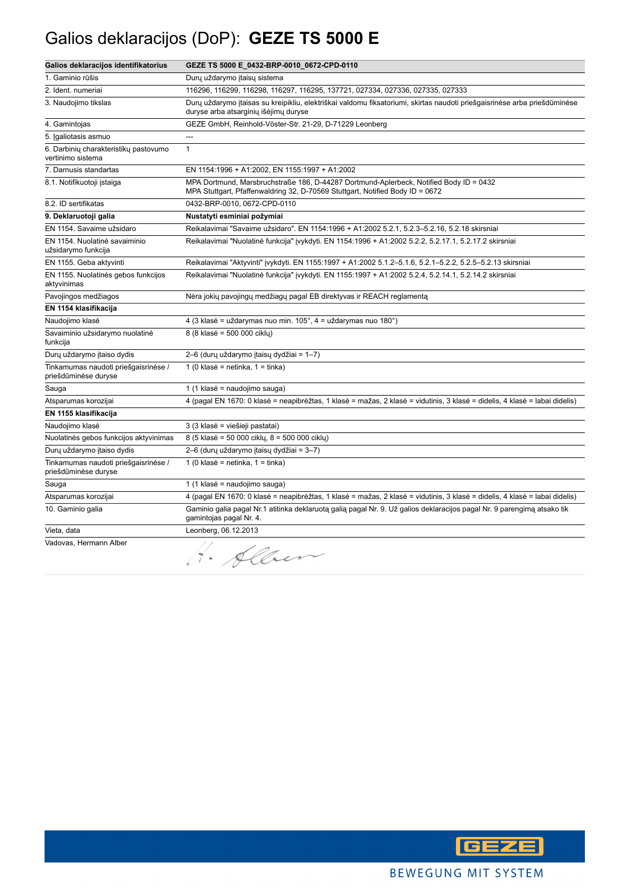# Galios deklaracijos (DoP): **GEZE TS 5000 E**

| Galios deklaracijos identifikatorius | GEZE TS 5000 E_0432-BRP-0010_0672-CPD-0110 |
| --- | --- |
| 1. Gaminio rūšis | Durų uždarymo įtaisų sistema |
| 2. Ident. numeriai | 116296, 116299, 116298, 116297, 116295, 137721, 027334, 027336, 027335, 027333 |
| 3. Naudojimo tikslas | Durų uždarymo įtaisas su kreipikliu, elektriškai valdomu fiksatoriumi, skirtas naudoti priešgaisrinėse arba priešdūminėse duryse arba atsarginių išėjimų duryse |
| 4. Gamintojas | GEZE GmbH, Reinhold-Vöster-Str. 21-29, D-71229 Leonberg |
| 5. Įgaliotasis asmuo | --- |
| 6. Darbinių charakteristikų pastovumo vertinimo sistema | 1 |
| 7. Darnusis standartas | EN 1154:1996 + A1:2002, EN 1155:1997 + A1:2002 |
| 8.1. Notifikuotoji įstaiga | MPA Dortmund, Marsbruchstraße 186, D-44287 Dortmund-Aplerbeck, Notified Body ID = 0432<br>MPA Stuttgart, Pfaffenwaldring 32, D-70569 Stuttgart, Notified Body ID = 0672 |
| 8.2. ID sertifikatas | 0432-BRP-0010, 0672-CPD-0110 |
| **9. Deklaruotoji galia** | **Nustatyti esminiai požymiai** |
| EN 1154. Savaime užsidaro | Reikalavimai "Savaime užsidaro". EN 1154:1996 + A1:2002 5.2.1, 5.2.3–5.2.16, 5.2.18 skirsniai |
| EN 1154. Nuolatinė savaiminio užsidarymo funkcija | Reikalavimai "Nuolatinė funkcija" įvykdyti. EN 1154:1996 + A1:2002 5.2.2, 5.2.17.1, 5.2.17.2 skirsniai |
| EN 1155. Geba aktyvinti | Reikalavimai "Aktyvinti" įvykdyti. EN 1155:1997 + A1:2002 5.1.2–5.1.6, 5.2.1–5.2.2, 5.2.5–5.2.13 skirsniai |
| EN 1155. Nuolatinės gebos funkcijos aktyvinimas | Reikalavimai "Nuolatinė funkcija" įvykdyti. EN 1155:1997 + A1:2002 5.2.4, 5.2.14.1, 5.2.14.2 skirsniai |
| Pavojingos medžiagos | Nėra jokių pavojingų medžiagų pagal EB direktyvas ir REACH reglamentą |
| **EN 1154 klasifikacija** | |
| Naudojimo klasė | 4 (3 klasė = uždarymas nuo min. 105°, 4 = uždarymas nuo 180°) |
| Savaiminio užsidarymo nuolatinė funkcija | 8 (8 klasė = 500 000 ciklų) |
| Durų uždarymo įtaiso dydis | 2–6 (durų uždarymo įtaisų dydžiai = 1–7) |
| Tinkamumas naudoti priešgaisrinėse / priešdūminėse duryse | 1 (0 klasė = netinka, 1 = tinka) |
| Sauga | 1 (1 klasė = naudojimo sauga) |
| Atsparumas korozijai | 4 (pagal EN 1670: 0 klasė = neapibrėžtas, 1 klasė = mažas, 2 klasė = vidutinis, 3 klasė = didelis, 4 klasė = labai didelis) |
| **EN 1155 klasifikacija** | |
| Naudojimo klasė | 3 (3 klasė = viešieji pastatai) |
| Nuolatinės gebos funkcijos aktyvinimas | 8 (5 klasė = 50 000 ciklų, 8 = 500 000 ciklų) |
| Durų uždarymo įtaiso dydis | 2–6 (durų uždarymo įtaisų dydžiai = 3–7) |
| Tinkamumas naudoti priešgaisrinėse / priešdūminėse duryse | 1 (0 klasė = netinka, 1 = tinka) |
| Sauga | 1 (1 klasė = naudojimo sauga) |
| Atsparumas korozijai | 4 (pagal EN 1670: 0 klasė = neapibrėžtas, 1 klasė = mažas, 2 klasė = vidutinis, 3 klasė = didelis, 4 klasė = labai didelis) |
| 10. Gaminio galia | Gaminio galia pagal Nr.1 atitinka deklaruotą galią pagal Nr. 9. Už galios deklaracijos pagal Nr. 9 parengimą atsako tik gamintojas pagal Nr. 4. |
| Vieta, data | Leonberg, 06.12.2013 |
| Vadovas, Hermann Alber | H. Alber |

GEZE

BEWEGUNG MIT SYSTEM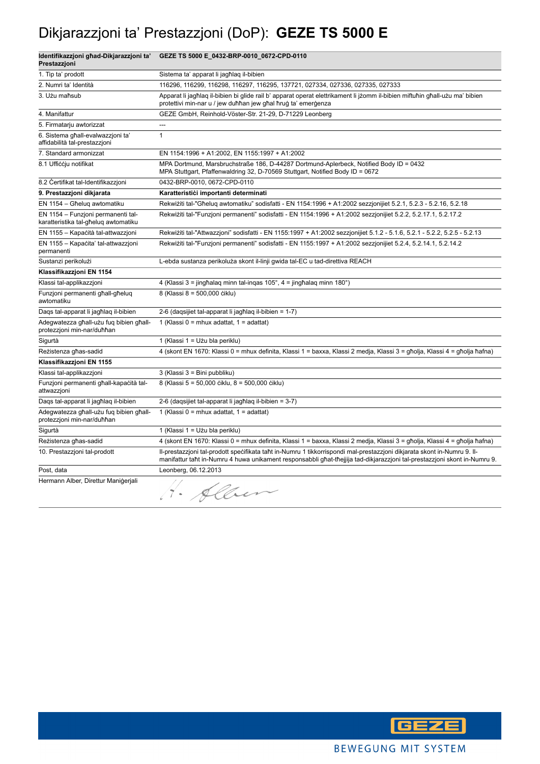# Dikjarazzjoni ta' Prestazzjoni (DoP): **GEZE TS 5000 E**

| **Identifikazzjoni għad-Dikjarazzjoni ta' Prestazzjoni** | **GEZE TS 5000 E_0432-BRP-0010_0672-CPD-0110** |
|---|---|
| 1. Tip ta' prodott | Sistema ta' apparat li jagħlaq il-bibien |
| 2. Numri ta' Identità | 116296, 116299, 116298, 116297, 116295, 137721, 027334, 027336, 027335, 027333 |
| 3. Użu maħsub | Apparat li jagħlaq il-bibien bi glide rail b' apparat operat elettrikament li jżomm il-bibien miftuħin għall-użu ma' bibien protettivi min-nar u / jew duħħan jew għal ħruġ ta' emerġenza |
| 4. Manifattur | GEZE GmbH, Reinhold-Vöster-Str. 21-29, D-71229 Leonberg |
| 5. Firmatarju awtorizzat | --- |
| 6. Sistema għall-evalwazzjoni ta' affidabilità tal-prestazzjoni | 1 |
| 7. Standard armonizzat | EN 1154:1996 + A1:2002, EN 1155:1997 + A1:2002 |
| 8.1 Uffiċċju notifikat | MPA Dortmund, Marsbruchstraße 186, D-44287 Dortmund-Aplerbeck, Notified Body ID = 0432<br>MPA Stuttgart, Pfaffenwaldring 32, D-70569 Stuttgart, Notified Body ID = 0672 |
| 8.2 Ċertifikat tal-Identifikazzjoni | 0432-BRP-0010, 0672-CPD-0110 |
| **9. Prestazzjoni dikjarata** | **Karatteristiċi importanti determinati** |
| EN 1154 – Għeluq awtomatiku | Rekwiżiti tal-"Għeluq awtomatiku" sodisfatti - EN 1154:1996 + A1:2002 sezzjonijiet 5.2.1, 5.2.3 - 5.2.16, 5.2.18 |
| EN 1154 – Funzjoni permanenti tal-karatteristika tal-għeluq awtomatiku | Rekwiżiti tal-"Funzjoni permanenti" sodisfatti - EN 1154:1996 + A1:2002 sezzjonijiet 5.2.2, 5.2.17.1, 5.2.17.2 |
| EN 1155 – Kapaċità tal-attwazzjoni | Rekwiżiti tal-"Attwazzjoni" sodisfatti - EN 1155:1997 + A1:2002 sezzjonijiet 5.1.2 - 5.1.6, 5.2.1 - 5.2.2, 5.2.5 - 5.2.13 |
| EN 1155 – Kapaċita' tal-attwazzjoni permanenti | Rekwiżiti tal-"Funzjoni permanenti" sodisfatti - EN 1155:1997 + A1:2002 sezzjonijiet 5.2.4, 5.2.14.1, 5.2.14.2 |
| Sustanzi perikolużi | L-ebda sustanza perikoluża skont il-linji gwida tal-EC u tad-direttiva REACH |
| **Klassifikazzjoni EN 1154** | |
| Klassi tal-applikazzjoni | 4 (Klassi 3 = jingħalaq minn tal-inqas 105°, 4 = jingħalaq minn 180°) |
| Funzjoni permanenti għall-għeluq awtomatiku | 8 (Klassi 8 = 500,000 ċiklu) |
| Daqs tal-apparat li jagħlaq il-bibien | 2-6 (daqsijiet tal-apparat li jagħlaq il-bibien = 1-7) |
| Adegwatezza għall-użu fuq bibien għall-protezzjoni min-nar/duħħan | 1 (Klassi 0 = mhux adattat, 1 = adattat) |
| Sigurtà | 1 (Klassi 1 = Użu bla periklu) |
| Reżistenza għas-sadid | 4 (skont EN 1670: Klassi 0 = mhux definita, Klassi 1 = baxxa, Klassi 2 medja, Klassi 3 = għolja, Klassi 4 = għolja ħafna) |
| **Klassifikazzjoni EN 1155** | |
| Klassi tal-applikazzjoni | 3 (Klassi 3 = Bini pubbliku) |
| Funzjoni permanenti għall-kapaċità tal-attwazzjoni | 8 (Klassi 5 = 50,000 ċiklu, 8 = 500,000 ċiklu) |
| Daqs tal-apparat li jagħlaq il-bibien | 2-6 (daqsijiet tal-apparat li jagħlaq il-bibien = 3-7) |
| Adegwatezza għall-użu fuq bibien għall-protezzjoni min-nar/duħħan | 1 (Klassi 0 = mhux adattat, 1 = adattat) |
| Sigurtà | 1 (Klassi 1 = Użu bla periklu) |
| Reżistenza għas-sadid | 4 (skont EN 1670: Klassi 0 = mhux definita, Klassi 1 = baxxa, Klassi 2 medja, Klassi 3 = għolja, Klassi 4 = għolja ħafna) |
| 10. Prestazzjoni tal-prodott | Il-prestazzjoni tal-prodott speċifikata taħt in-Numru 1 tikkorrispondi mal-prestazzjoni dikjarata skont in-Numru 9. Il-manifattur taħt in-Numru 4 huwa unikament responsabbli għat-tħejjija tad-dikjarazzjoni tal-prestazzjoni skont in-Numru 9. |
| Post, data | Leonberg, 06.12.2013 |
| Hermann Alber, Direttur Maniġerjali | H. Alber |

GEZE

BEWEGUNG MIT SYSTEM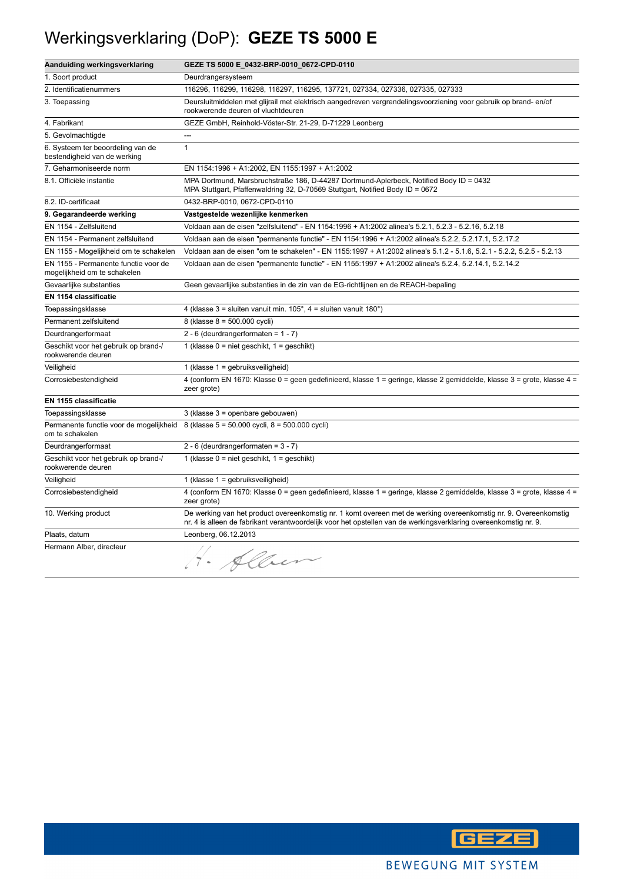# Werkingsverklaring (DoP): **GEZE TS 5000 E**

| **Aanduiding werkingsverklaring** | **GEZE TS 5000 E_0432-BRP-0010_0672-CPD-0110** |
|---|---|
| 1. Soort product | Deurdrangersysteem |
| 2. Identificatienummers | 116296, 116299, 116298, 116297, 116295, 137721, 027334, 027336, 027335, 027333 |
| 3. Toepassing | Deursluitmiddelen met glijrail met elektrisch aangedreven vergrendelingsvoorziening voor gebruik op brand- en/of rookwerende deuren of vluchtdeuren |
| 4. Fabrikant | GEZE GmbH, Reinhold-Vöster-Str. 21-29, D-71229 Leonberg |
| 5. Gevolmachtigde | --- |
| 6. Systeem ter beoordeling van de bestendigheid van de werking | 1 |
| 7. Geharmoniseerde norm | EN 1154:1996 + A1:2002, EN 1155:1997 + A1:2002 |
| 8.1. Officiële instantie | MPA Dortmund, Marsbruchstraße 186, D-44287 Dortmund-Aplerbeck, Notified Body ID = 0432<br>MPA Stuttgart, Pfaffenwaldring 32, D-70569 Stuttgart, Notified Body ID = 0672 |
| 8.2. ID-certificaat | 0432-BRP-0010, 0672-CPD-0110 |
| **9. Gegarandeerde werking** | **Vastgestelde wezenlijke kenmerken** |
| EN 1154 - Zelfsluitend | Voldaan aan de eisen "zelfsluitend" - EN 1154:1996 + A1:2002 alinea's 5.2.1, 5.2.3 - 5.2.16, 5.2.18 |
| EN 1154 - Permanent zelfsluitend | Voldaan aan de eisen "permanente functie" - EN 1154:1996 + A1:2002 alinea's 5.2.2, 5.2.17.1, 5.2.17.2 |
| EN 1155 - Mogelijkheid om te schakelen | Voldaan aan de eisen "om te schakelen" - EN 1155:1997 + A1:2002 alinea's 5.1.2 - 5.1.6, 5.2.1 - 5.2.2, 5.2.5 - 5.2.13 |
| EN 1155 - Permanente functie voor de mogelijkheid om te schakelen | Voldaan aan de eisen "permanente functie" - EN 1155:1997 + A1:2002 alinea's 5.2.4, 5.2.14.1, 5.2.14.2 |
| Gevaarlijke substanties | Geen gevaarlijke substanties in de zin van de EG-richtlijnen en de REACH-bepaling |
| **EN 1154 classificatie** | |
| Toepassingsklasse | 4 (klasse 3 = sluiten vanuit min. 105°, 4 = sluiten vanuit 180°) |
| Permanent zelfsluitend | 8 (klasse 8 = 500.000 cycli) |
| Deurdrangerformaat | 2 - 6 (deurdrangerformaten = 1 - 7) |
| Geschikt voor het gebruik op brand-/ rookwerende deuren | 1 (klasse 0 = niet geschikt, 1 = geschikt) |
| Veiligheid | 1 (klasse 1 = gebruiksveiligheid) |
| Corrosiebestendigheid | 4 (conform EN 1670: Klasse 0 = geen gedefinieerd, klasse 1 = geringe, klasse 2 gemiddelde, klasse 3 = grote, klasse 4 = zeer grote) |
| **EN 1155 classificatie** | |
| Toepassingsklasse | 3 (klasse 3 = openbare gebouwen) |
| Permanente functie voor de mogelijkheid om te schakelen | 8 (klasse 5 = 50.000 cycli, 8 = 500.000 cycli) |
| Deurdrangerformaat | 2 - 6 (deurdrangerformaten = 3 - 7) |
| Geschikt voor het gebruik op brand-/ rookwerende deuren | 1 (klasse 0 = niet geschikt, 1 = geschikt) |
| Veiligheid | 1 (klasse 1 = gebruiksveiligheid) |
| Corrosiebestendigheid | 4 (conform EN 1670: Klasse 0 = geen gedefinieerd, klasse 1 = geringe, klasse 2 gemiddelde, klasse 3 = grote, klasse 4 = zeer grote) |
| 10. Werking product | De werking van het product overeenkomstig nr. 1 komt overeen met de werking overeenkomstig nr. 9. Overeenkomstig nr. 4 is alleen de fabrikant verantwoordelijk voor het opstellen van de werkingsverklaring overeenkomstig nr. 9. |
| Plaats, datum | Leonberg, 06.12.2013 |
| Hermann Alber, directeur | H. Alber |

GEZE

BEWEGUNG MIT SYSTEM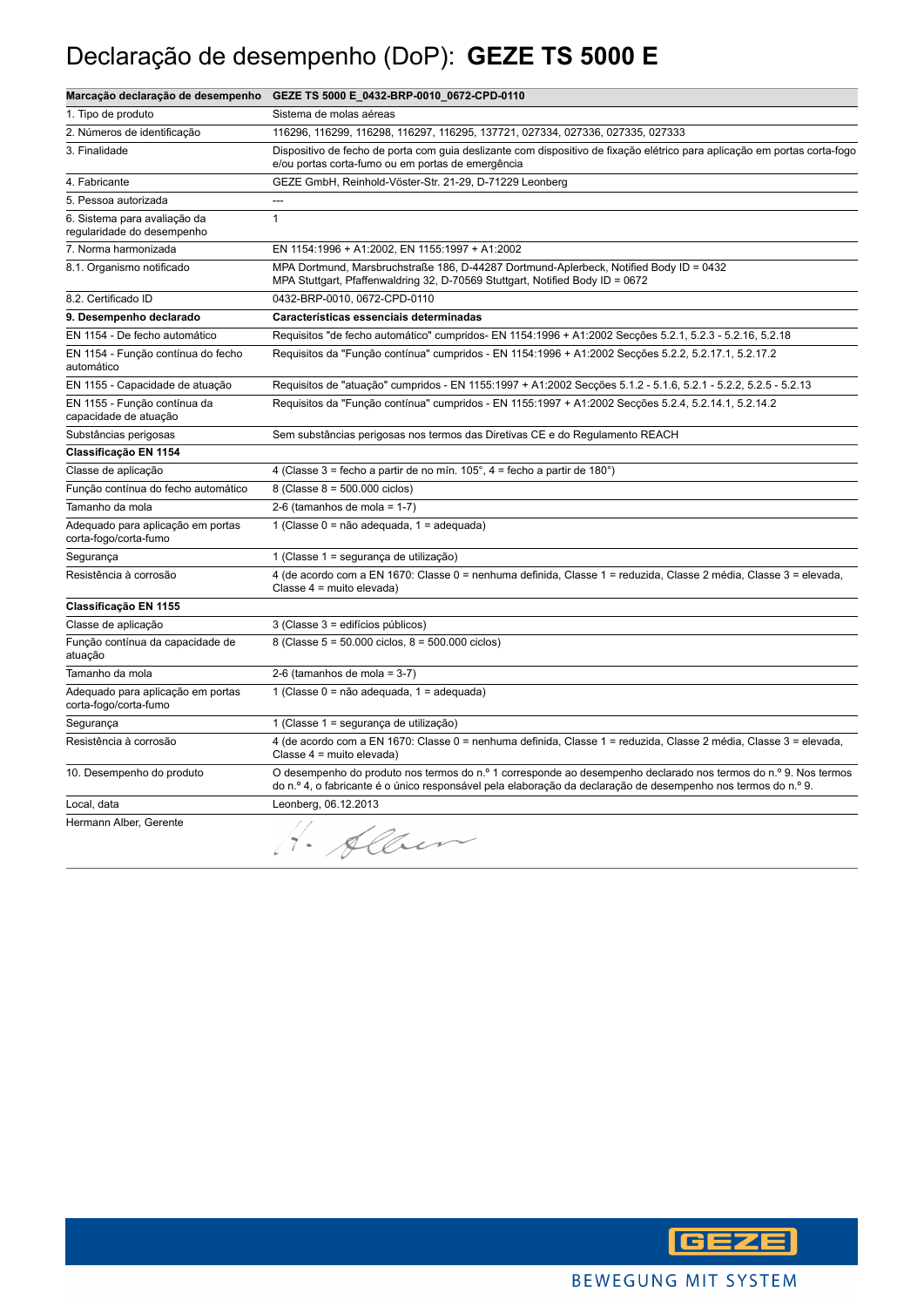# Declaração de desempenho (DoP): **GEZE TS 5000 E**

| Marcação declaração de desempenho | GEZE TS 5000 E_0432-BRP-0010_0672-CPD-0110 |
|---|---|
| 1. Tipo de produto | Sistema de molas aéreas |
| 2. Números de identificação | 116296, 116299, 116298, 116297, 116295, 137721, 027334, 027336, 027335, 027333 |
| 3. Finalidade | Dispositivo de fecho de porta com guia deslizante com dispositivo de fixação elétrico para aplicação em portas corta-fogo e/ou portas corta-fumo ou em portas de emergência |
| 4. Fabricante | GEZE GmbH, Reinhold-Vöster-Str. 21-29, D-71229 Leonberg |
| 5. Pessoa autorizada | --- |
| 6. Sistema para avaliação da regularidade do desempenho | 1 |
| 7. Norma harmonizada | EN 1154:1996 + A1:2002, EN 1155:1997 + A1:2002 |
| 8.1. Organismo notificado | MPA Dortmund, Marsbruchstraße 186, D-44287 Dortmund-Aplerbeck, Notified Body ID = 0432<br>MPA Stuttgart, Pfaffenwaldring 32, D-70569 Stuttgart, Notified Body ID = 0672 |
| 8.2. Certificado ID | 0432-BRP-0010, 0672-CPD-0110 |
| **9. Desempenho declarado** | **Características essenciais determinadas** |
| EN 1154 - De fecho automático | Requisitos "de fecho automático" cumpridos- EN 1154:1996 + A1:2002 Secções 5.2.1, 5.2.3 - 5.2.16, 5.2.18 |
| EN 1154 - Função contínua do fecho automático | Requisitos da "Função contínua" cumpridos - EN 1154:1996 + A1:2002 Secções 5.2.2, 5.2.17.1, 5.2.17.2 |
| EN 1155 - Capacidade de atuação | Requisitos de "atuação" cumpridos - EN 1155:1997 + A1:2002 Secções 5.1.2 - 5.1.6, 5.2.1 - 5.2.2, 5.2.5 - 5.2.13 |
| EN 1155 - Função contínua da capacidade de atuação | Requisitos da "Função contínua" cumpridos - EN 1155:1997 + A1:2002 Secções 5.2.4, 5.2.14.1, 5.2.14.2 |
| Substâncias perigosas | Sem substâncias perigosas nos termos das Diretivas CE e do Regulamento REACH |
| **Classificação EN 1154** | |
| Classe de aplicação | 4 (Classe 3 = fecho a partir de no mín. 105°, 4 = fecho a partir de 180°) |
| Função contínua do fecho automático | 8 (Classe 8 = 500.000 ciclos) |
| Tamanho da mola | 2-6 (tamanhos de mola = 1-7) |
| Adequado para aplicação em portas corta-fogo/corta-fumo | 1 (Classe 0 = não adequada, 1 = adequada) |
| Segurança | 1 (Classe 1 = segurança de utilização) |
| Resistência à corrosão | 4 (de acordo com a EN 1670: Classe 0 = nenhuma definida, Classe 1 = reduzida, Classe 2 média, Classe 3 = elevada, Classe 4 = muito elevada) |
| **Classificação EN 1155** | |
| Classe de aplicação | 3 (Classe 3 = edifícios públicos) |
| Função contínua da capacidade de atuação | 8 (Classe 5 = 50.000 ciclos, 8 = 500.000 ciclos) |
| Tamanho da mola | 2-6 (tamanhos de mola = 3-7) |
| Adequado para aplicação em portas corta-fogo/corta-fumo | 1 (Classe 0 = não adequada, 1 = adequada) |
| Segurança | 1 (Classe 1 = segurança de utilização) |
| Resistência à corrosão | 4 (de acordo com a EN 1670: Classe 0 = nenhuma definida, Classe 1 = reduzida, Classe 2 média, Classe 3 = elevada, Classe 4 = muito elevada) |
| 10. Desempenho do produto | O desempenho do produto nos termos do n.º 1 corresponde ao desempenho declarado nos termos do n.º 9. Nos termos do n.º 4, o fabricante é o único responsável pela elaboração da declaração de desempenho nos termos do n.º 9. |
| Local, data | Leonberg, 06.12.2013 |
| Hermann Alber, Gerente | H. Alber |

GEZE

BEWEGUNG MIT SYSTEM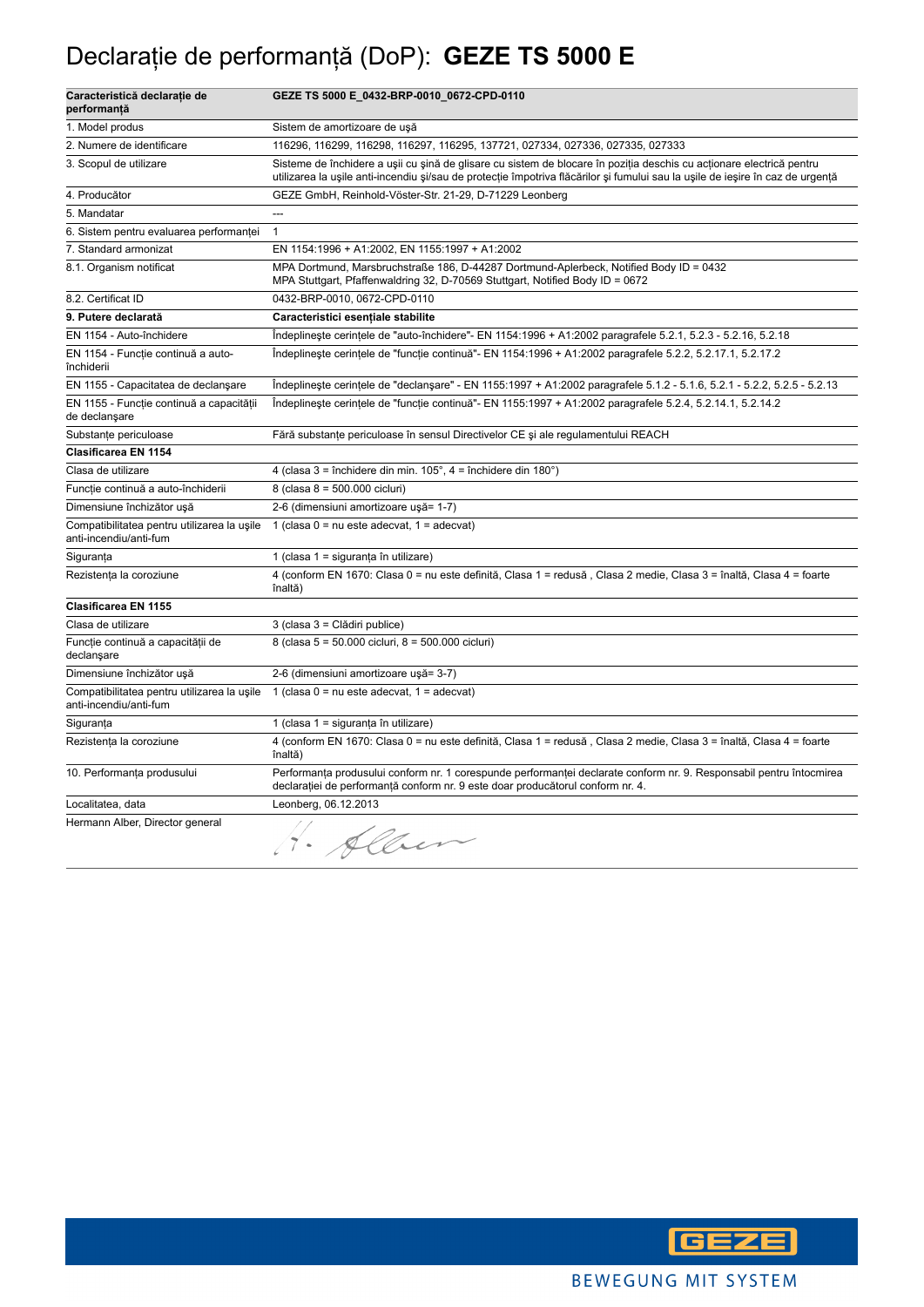# Declarație de performanță (DoP): **GEZE TS 5000 E**

| **Caracteristică declarație de performanță** | **GEZE TS 5000 E_0432-BRP-0010_0672-CPD-0110** |
|---|---|
| 1. Model produs | Sistem de amortizoare de ușă |
| 2. Numere de identificare | 116296, 116299, 116298, 116297, 116295, 137721, 027334, 027336, 027335, 027333 |
| 3. Scopul de utilizare | Sisteme de închidere a ușii cu șină de glisare cu sistem de blocare în poziția deschis cu acționare electrică pentru utilizarea la ușile anti-incendiu și/sau de protecție împotriva flăcărilor și fumului sau la ușile de ieșire în caz de urgență |
| 4. Producător | GEZE GmbH, Reinhold-Vöster-Str. 21-29, D-71229 Leonberg |
| 5. Mandatar | --- |
| 6. Sistem pentru evaluarea performanței | 1 |
| 7. Standard armonizat | EN 1154:1996 + A1:2002, EN 1155:1997 + A1:2002 |
| 8.1. Organism notificat | MPA Dortmund, Marsbruchstraße 186, D-44287 Dortmund-Aplerbeck, Notified Body ID = 0432<br>MPA Stuttgart, Pfaffenwaldring 32, D-70569 Stuttgart, Notified Body ID = 0672 |
| 8.2. Certificat ID | 0432-BRP-0010, 0672-CPD-0110 |
| **9. Putere declarată** | **Caracteristici esențiale stabilite** |
| EN 1154 - Auto-închidere | Îndeplinește cerințele de "auto-închidere"- EN 1154:1996 + A1:2002 paragrafele 5.2.1, 5.2.3 - 5.2.16, 5.2.18 |
| EN 1154 - Funcție continuă a auto-închiderii | Îndeplinește cerințele de "funcție continuă"- EN 1154:1996 + A1:2002 paragrafele 5.2.2, 5.2.17.1, 5.2.17.2 |
| EN 1155 - Capacitatea de declanșare | Îndeplinește cerințele de "declanșare" - EN 1155:1997 + A1:2002 paragrafele 5.1.2 - 5.1.6, 5.2.1 - 5.2.2, 5.2.5 - 5.2.13 |
| EN 1155 - Funcție continuă a capacității de declanșare | Îndeplinește cerințele de "funcție continuă"- EN 1155:1997 + A1:2002 paragrafele 5.2.4, 5.2.14.1, 5.2.14.2 |
| Substanțe periculoase | Fără substanțe periculoase în sensul Directivelor CE și ale regulamentului REACH |
| **Clasificarea EN 1154** | |
| Clasa de utilizare | 4 (clasa 3 = închidere din min. 105°, 4 = închidere din 180°) |
| Funcție continuă a auto-închiderii | 8 (clasa 8 = 500.000 cicluri) |
| Dimensiune închizător ușă | 2-6 (dimensiuni amortizoare ușă= 1-7) |
| Compatibilitatea pentru utilizarea la ușile anti-incendiu/anti-fum | 1 (clasa 0 = nu este adecvat, 1 = adecvat) |
| Siguranța | 1 (clasa 1 = siguranța în utilizare) |
| Rezistența la coroziune | 4 (conform EN 1670: Clasa 0 = nu este definită, Clasa 1 = redusă , Clasa 2 medie, Clasa 3 = înaltă, Clasa 4 = foarte înaltă) |
| **Clasificarea EN 1155** | |
| Clasa de utilizare | 3 (clasa 3 = Clădiri publice) |
| Funcție continuă a capacității de declanșare | 8 (clasa 5 = 50.000 cicluri, 8 = 500.000 cicluri) |
| Dimensiune închizător ușă | 2-6 (dimensiuni amortizoare ușă= 3-7) |
| Compatibilitatea pentru utilizarea la ușile anti-incendiu/anti-fum | 1 (clasa 0 = nu este adecvat, 1 = adecvat) |
| Siguranța | 1 (clasa 1 = siguranța în utilizare) |
| Rezistența la coroziune | 4 (conform EN 1670: Clasa 0 = nu este definită, Clasa 1 = redusă , Clasa 2 medie, Clasa 3 = înaltă, Clasa 4 = foarte înaltă) |
| 10. Performanța produsului | Performanța produsului conform nr. 1 corespunde performanței declarate conform nr. 9. Responsabil pentru întocmirea declarației de performanță conform nr. 9 este doar producătorul conform nr. 4. |
| Localitatea, data | Leonberg, 06.12.2013 |
| Hermann Alber, Director general | H. Alber |

GEZE
BEWEGUNG MIT SYSTEM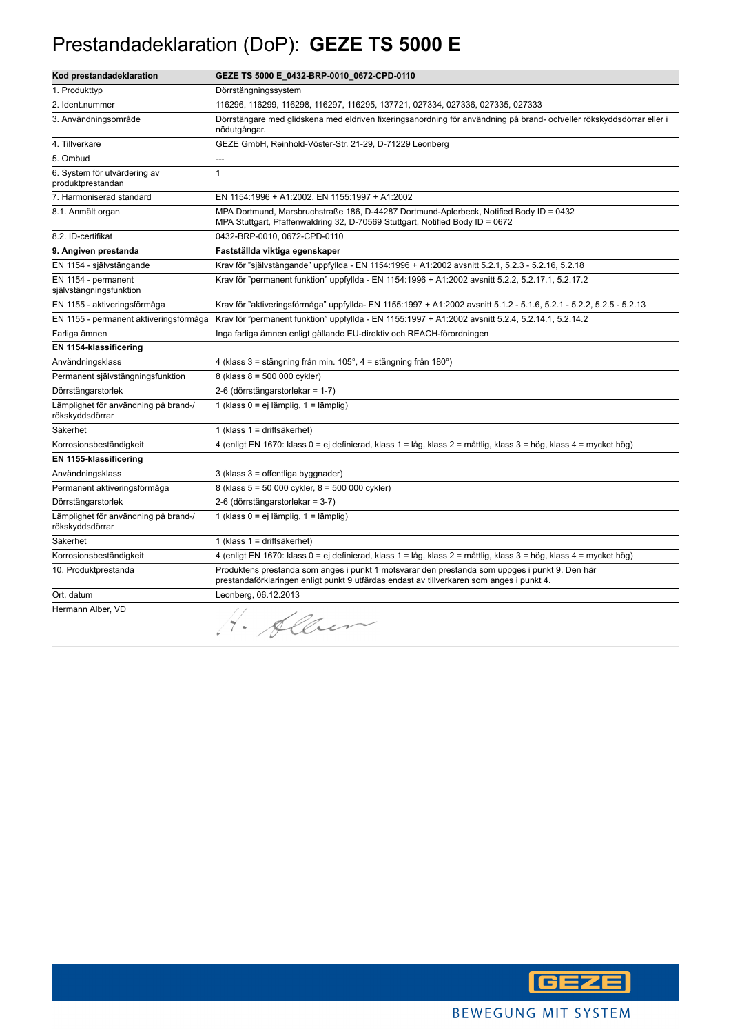# Prestandadeklaration (DoP): **GEZE TS 5000 E**

| **Kod prestandadeklaration** | **GEZE TS 5000 E_0432-BRP-0010_0672-CPD-0110** |
|---|---|
| 1. Produkttyp | Dörrstängningssystem |
| 2. Ident.nummer | 116296, 116299, 116298, 116297, 116295, 137721, 027334, 027336, 027335, 027333 |
| 3. Användningsområde | Dörrstängare med glidskena med eldriven fixeringsanordning för användning på brand- och/eller rökskyddsdörrar eller i nödutgångar. |
| 4. Tillverkare | GEZE GmbH, Reinhold-Vöster-Str. 21-29, D-71229 Leonberg |
| 5. Ombud | --- |
| 6. System för utvärdering av produktprestandan | 1 |
| 7. Harmoniserad standard | EN 1154:1996 + A1:2002, EN 1155:1997 + A1:2002 |
| 8.1. Anmält organ | MPA Dortmund, Marsbruchstraße 186, D-44287 Dortmund-Aplerbeck, Notified Body ID = 0432<br>MPA Stuttgart, Pfaffenwaldring 32, D-70569 Stuttgart, Notified Body ID = 0672 |
| 8.2. ID-certifikat | 0432-BRP-0010, 0672-CPD-0110 |
| **9. Angiven prestanda** | **Fastställda viktiga egenskaper** |
| EN 1154 - självstängande | Krav för "självstängande" uppfyllda - EN 1154:1996 + A1:2002 avsnitt 5.2.1, 5.2.3 - 5.2.16, 5.2.18 |
| EN 1154 - permanent självstängningsfunktion | Krav för "permanent funktion" uppfyllda - EN 1154:1996 + A1:2002 avsnitt 5.2.2, 5.2.17.1, 5.2.17.2 |
| EN 1155 - aktiveringsförmåga | Krav för "aktiveringsförmåga" uppfyllda- EN 1155:1997 + A1:2002 avsnitt 5.1.2 - 5.1.6, 5.2.1 - 5.2.2, 5.2.5 - 5.2.13 |
| EN 1155 - permanent aktiveringsförmåga | Krav för "permanent funktion" uppfyllda - EN 1155:1997 + A1:2002 avsnitt 5.2.4, 5.2.14.1, 5.2.14.2 |
| Farliga ämnen | Inga farliga ämnen enligt gällande EU-direktiv och REACH-förordningen |
| **EN 1154-klassificering** | |
| Användningsklass | 4 (klass 3 = stängning från min. 105°, 4 = stängning från 180°) |
| Permanent självstängningsfunktion | 8 (klass 8 = 500 000 cykler) |
| Dörrstängarstorlek | 2-6 (dörrstängarstorlekar = 1-7) |
| Lämplighet för användning på brand-/rökskyddsdörrar | 1 (klass 0 = ej lämplig, 1 = lämplig) |
| Säkerhet | 1 (klass 1 = driftsäkerhet) |
| Korrosionsbeständigkeit | 4 (enligt EN 1670: klass 0 = ej definierad, klass 1 = låg, klass 2 = måttlig, klass 3 = hög, klass 4 = mycket hög) |
| **EN 1155-klassificering** | |
| Användningsklass | 3 (klass 3 = offentliga byggnader) |
| Permanent aktiveringsförmåga | 8 (klass 5 = 50 000 cykler, 8 = 500 000 cykler) |
| Dörrstängarstorlek | 2-6 (dörrstängarstorlekar = 3-7) |
| Lämplighet för användning på brand-/rökskyddsdörrar | 1 (klass 0 = ej lämplig, 1 = lämplig) |
| Säkerhet | 1 (klass 1 = driftsäkerhet) |
| Korrosionsbeständigkeit | 4 (enligt EN 1670: klass 0 = ej definierad, klass 1 = låg, klass 2 = måttlig, klass 3 = hög, klass 4 = mycket hög) |
| 10. Produktprestanda | Produktens prestanda som anges i punkt 1 motsvarar den prestanda som uppges i punkt 9. Den här prestandaförklaringen enligt punkt 9 utfärdas endast av tillverkaren som anges i punkt 4. |
| Ort, datum | Leonberg, 06.12.2013 |
| Hermann Alber, VD | H. Alber |

BEWEGUNG MIT SYSTEM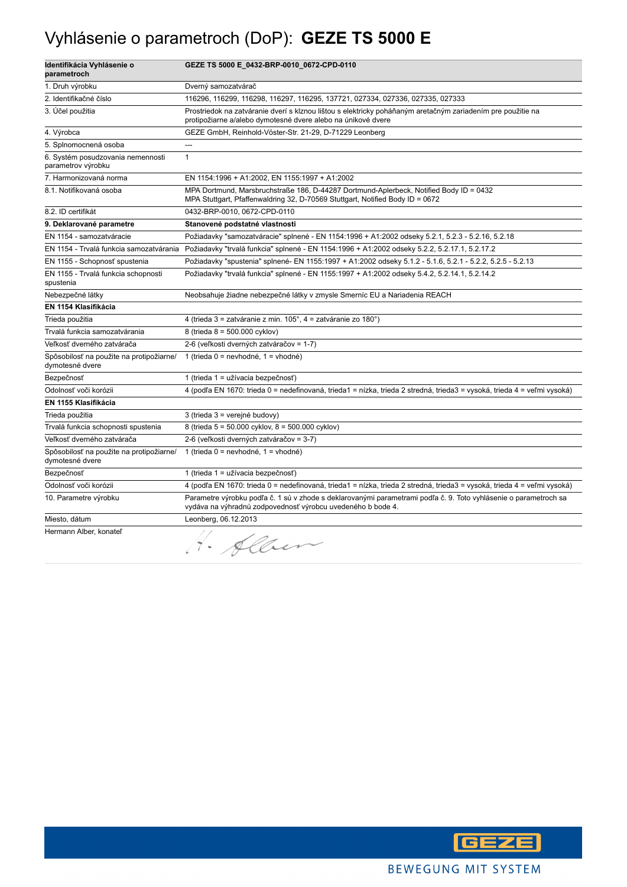# Vyhlásenie o parametroch (DoP): **GEZE TS 5000 E**

| **Identifikácia Vyhlásenie o parametroch** | **GEZE TS 5000 E_0432-BRP-0010_0672-CPD-0110** |
|---|---|
| 1. Druh výrobku | Dverný samozatvárač |
| 2. Identifikačné číslo | 116296, 116299, 116298, 116297, 116295, 137721, 027334, 027336, 027335, 027333 |
| 3. Účel použitia | Prostriedok na zatváranie dverí s klznou lištou s elektricky poháňaným aretačným zariadením pre použitie na protipožiarne a/alebo dymotesné dvere alebo na únikové dvere |
| 4. Výrobca | GEZE GmbH, Reinhold-Vöster-Str. 21-29, D-71229 Leonberg |
| 5. Splnomocnená osoba | --- |
| 6. Systém posudzovania nemennosti parametrov výrobku | 1 |
| 7. Harmonizovaná norma | EN 1154:1996 + A1:2002, EN 1155:1997 + A1:2002 |
| 8.1. Notifikovaná osoba | MPA Dortmund, Marsbruchstraße 186, D-44287 Dortmund-Aplerbeck, Notified Body ID = 0432<br>MPA Stuttgart, Pfaffenwaldring 32, D-70569 Stuttgart, Notified Body ID = 0672 |
| 8.2. ID certifikát | 0432-BRP-0010, 0672-CPD-0110 |
| **9. Deklarované parametre** | **Stanovené podstatné vlastnosti** |
| EN 1154 - samozatváracie | Požiadavky "samozatváracie" splnené - EN 1154:1996 + A1:2002 odseky 5.2.1, 5.2.3 - 5.2.16, 5.2.18 |
| EN 1154 - Trvalá funkcia samozatvárania | Požiadavky "trvalá funkcia" splnené - EN 1154:1996 + A1:2002 odseky 5.2.2, 5.2.17.1, 5.2.17.2 |
| EN 1155 - Schopnosť spustenia | Požiadavky "spustenia" splnené- EN 1155:1997 + A1:2002 odseky 5.1.2 - 5.1.6, 5.2.1 - 5.2.2, 5.2.5 - 5.2.13 |
| EN 1155 - Trvalá funkcia schopnosti spustenia | Požiadavky "trvalá funkcia" splnené - EN 1155:1997 + A1:2002 odseky 5.4.2, 5.2.14.1, 5.2.14.2 |
| Nebezpečné látky | Neobsahuje žiadne nebezpečné látky v zmysle Smerníc EU a Nariadenia REACH |
| **EN 1154 Klasifikácia** | |
| Trieda použitia | 4 (trieda 3 = zatváranie z min. 105°, 4 = zatváranie zo 180°) |
| Trvalá funkcia samozatvárania | 8 (trieda 8 = 500.000 cyklov) |
| Veľkosť dverného zatvárača | 2-6 (veľkosti dverných zatváračov = 1-7) |
| Spôsobilosť na použite na protipožiarne/ dymotesné dvere | 1 (trieda 0 = nevhodné, 1 = vhodné) |
| Bezpečnosť | 1 (trieda 1 = užívacia bezpečnosť) |
| Odolnosť voči korózii | 4 (podľa EN 1670: trieda 0 = nedefinovaná, trieda1 = nízka, trieda 2 stredná, trieda3 = vysoká, trieda 4 = veľmi vysoká) |
| **EN 1155 Klasifikácia** | |
| Trieda použitia | 3 (trieda 3 = verejné budovy) |
| Trvalá funkcia schopnosti spustenia | 8 (trieda 5 = 50.000 cyklov, 8 = 500.000 cyklov) |
| Veľkosť dverného zatvárača | 2-6 (veľkosti dverných zatváračov = 3-7) |
| Spôsobilosť na použite na protipožiarne/ dymotesné dvere | 1 (trieda 0 = nevhodné, 1 = vhodné) |
| Bezpečnosť | 1 (trieda 1 = užívacia bezpečnosť) |
| Odolnosť voči korózii | 4 (podľa EN 1670: trieda 0 = nedefinovaná, trieda1 = nízka, trieda 2 stredná, trieda3 = vysoká, trieda 4 = veľmi vysoká) |
| 10. Parametre výrobku | Parametre výrobku podľa č. 1 sú v zhode s deklarovanými parametrami podľa č. 9. Toto vyhlásenie o parametroch sa vydáva na výhradnú zodpovednosť výrobcu uvedeného b bode 4. |
| Miesto, dátum | Leonberg, 06.12.2013 |
| Hermann Alber, konateľ | H. Alber |

GEZE

BEWEGUNG MIT SYSTEM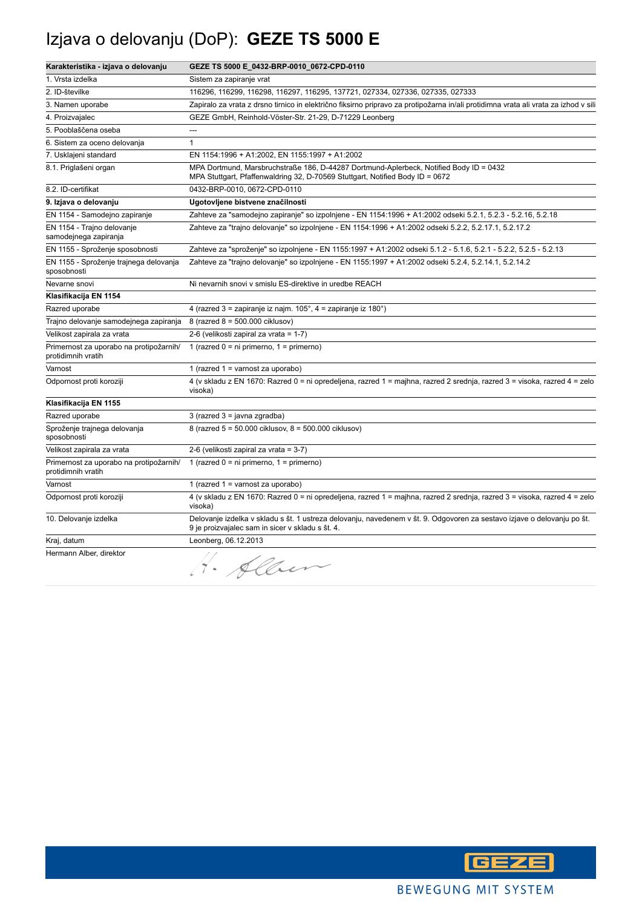# Izjava o delovanju (DoP): **GEZE TS 5000 E**

| **Karakteristika - izjava o delovanju** | **GEZE TS 5000 E_0432-BRP-0010_0672-CPD-0110** |
|---|---|
| 1. Vrsta izdelka | Sistem za zapiranje vrat |
| 2. ID-številke | 116296, 116299, 116298, 116297, 116295, 137721, 027334, 027336, 027335, 027333 |
| 3. Namen uporabe | Zapiralo za vrata z drsno tirnico in električno fiksirno pripravo za protipožarna in/ali protidimna vrata ali vrata za izhod v sili |
| 4. Proizvajalec | GEZE GmbH, Reinhold-Vöster-Str. 21-29, D-71229 Leonberg |
| 5. Pooblaščena oseba | --- |
| 6. Sistem za oceno delovanja | 1 |
| 7. Usklajeni standard | EN 1154:1996 + A1:2002, EN 1155:1997 + A1:2002 |
| 8.1. Priglašeni organ | MPA Dortmund, Marsbruchstraße 186, D-44287 Dortmund-Aplerbeck, Notified Body ID = 0432<br>MPA Stuttgart, Pfaffenwaldring 32, D-70569 Stuttgart, Notified Body ID = 0672 |
| 8.2. ID-certifikat | 0432-BRP-0010, 0672-CPD-0110 |
| **9. Izjava o delovanju** | **Ugotovljene bistvene značilnosti** |
| EN 1154 - Samodejno zapiranje | Zahteve za "samodejno zapiranje" so izpolnjene - EN 1154:1996 + A1:2002 odseki 5.2.1, 5.2.3 - 5.2.16, 5.2.18 |
| EN 1154 - Trajno delovanje samodejnega zapiranja | Zahteve za "trajno delovanje" so izpolnjene - EN 1154:1996 + A1:2002 odseki 5.2.2, 5.2.17.1, 5.2.17.2 |
| EN 1155 - Sproženje sposobnosti | Zahteve za "sproženje" so izpolnjene - EN 1155:1997 + A1:2002 odseki 5.1.2 - 5.1.6, 5.2.1 - 5.2.2, 5.2.5 - 5.2.13 |
| EN 1155 - Sproženje trajnega delovanja sposobnosti | Zahteve za "trajno delovanje" so izpolnjene - EN 1155:1997 + A1:2002 odseki 5.2.4, 5.2.14.1, 5.2.14.2 |
| Nevarne snovi | Ni nevarnih snovi v smislu ES-direktive in uredbe REACH |
| **Klasifikacija EN 1154** | |
| Razred uporabe | 4 (razred 3 = zapiranje iz najm. 105°, 4 = zapiranje iz 180°) |
| Trajno delovanje samodejnega zapiranja | 8 (razred 8 = 500.000 ciklusov) |
| Velikost zapirala za vrata | 2-6 (velikosti zapiral za vrata = 1-7) |
| Primernost za uporabo na protipožarnih/ protidimnih vratih | 1 (razred 0 = ni primerno, 1 = primerno) |
| Varnost | 1 (razred 1 = varnost za uporabo) |
| Odpornost proti koroziji | 4 (v skladu z EN 1670: Razred 0 = ni opredeljena, razred 1 = majhna, razred 2 srednja, razred 3 = visoka, razred 4 = zelo visoka) |
| **Klasifikacija EN 1155** | |
| Razred uporabe | 3 (razred 3 = javna zgradba) |
| Sproženje trajnega delovanja sposobnosti | 8 (razred 5 = 50.000 ciklusov, 8 = 500.000 ciklusov) |
| Velikost zapirala za vrata | 2-6 (velikosti zapiral za vrata = 3-7) |
| Primernost za uporabo na protipožarnih/ protidimnih vratih | 1 (razred 0 = ni primerno, 1 = primerno) |
| Varnost | 1 (razred 1 = varnost za uporabo) |
| Odpornost proti koroziji | 4 (v skladu z EN 1670: Razred 0 = ni opredeljena, razred 1 = majhna, razred 2 srednja, razred 3 = visoka, razred 4 = zelo visoka) |
| 10. Delovanje izdelka | Delovanje izdelka v skladu s št. 1 ustreza delovanju, navedenem v št. 9. Odgovoren za sestavo izjave o delovanju po št. 9 je proizvajalec sam in sicer v skladu s št. 4. |
| Kraj, datum | Leonberg, 06.12.2013 |
| Hermann Alber, direktor | H. Alber |

GEZE

BEWEGUNG MIT SYSTEM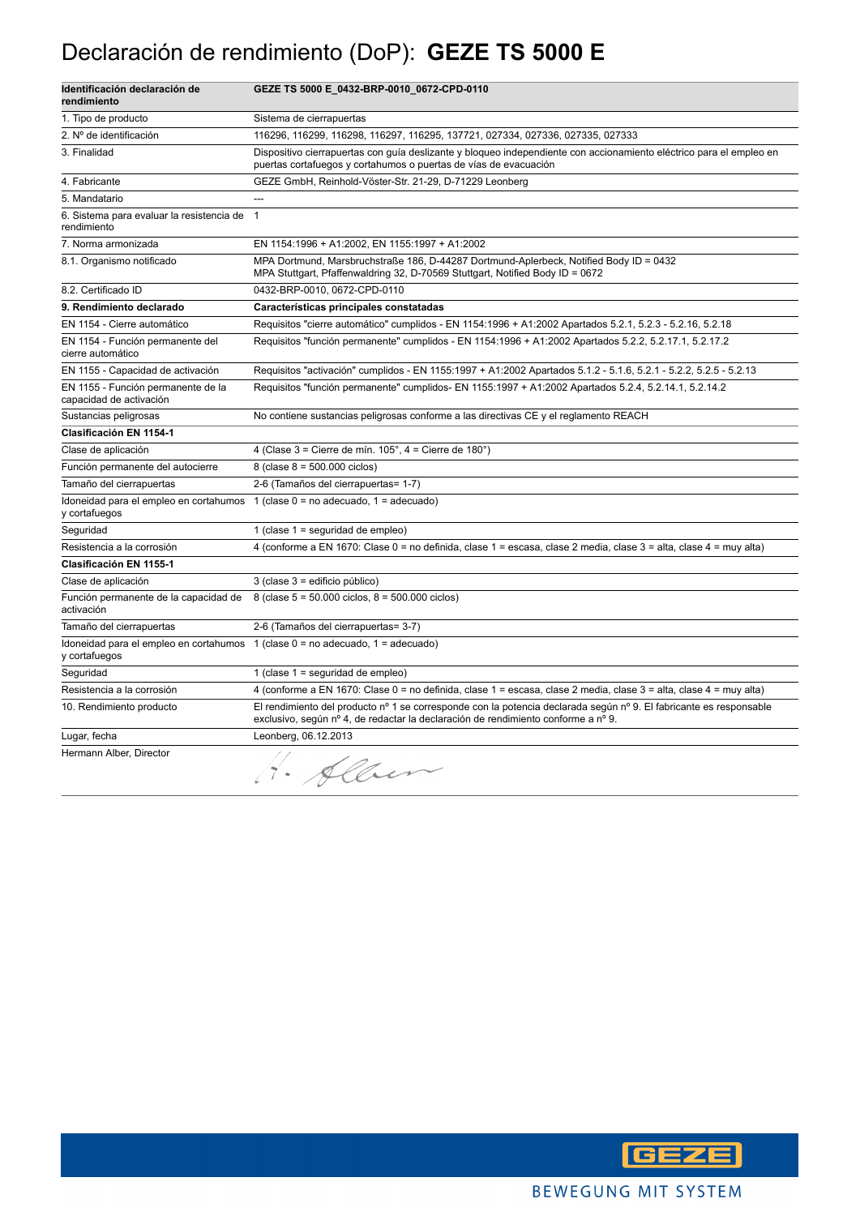# Declaración de rendimiento (DoP): **GEZE TS 5000 E**

| **Identificación declaración de rendimiento** | **GEZE TS 5000 E_0432-BRP-0010_0672-CPD-0110** |
|---|---|
| 1. Tipo de producto | Sistema de cierrapuertas |
| 2. Nº de identificación | 116296, 116299, 116298, 116297, 116295, 137721, 027334, 027336, 027335, 027333 |
| 3. Finalidad | Dispositivo cierrapuertas con guía deslizante y bloqueo independiente con accionamiento eléctrico para el empleo en puertas cortafuegos y cortahumos o puertas de vías de evacuación |
| 4. Fabricante | GEZE GmbH, Reinhold-Vöster-Str. 21-29, D-71229 Leonberg |
| 5. Mandatario | --- |
| 6. Sistema para evaluar la resistencia de rendimiento | 1 |
| 7. Norma armonizada | EN 1154:1996 + A1:2002, EN 1155:1997 + A1:2002 |
| 8.1. Organismo notificado | MPA Dortmund, Marsbruchstraße 186, D-44287 Dortmund-Aplerbeck, Notified Body ID = 0432<br>MPA Stuttgart, Pfaffenwaldring 32, D-70569 Stuttgart, Notified Body ID = 0672 |
| 8.2. Certificado ID | 0432-BRP-0010, 0672-CPD-0110 |
| **9. Rendimiento declarado** | **Características principales constatadas** |
| EN 1154 - Cierre automático | Requisitos "cierre automático" cumplidos - EN 1154:1996 + A1:2002 Apartados 5.2.1, 5.2.3 - 5.2.16, 5.2.18 |
| EN 1154 - Función permanente del cierre automático | Requisitos "función permanente" cumplidos - EN 1154:1996 + A1:2002 Apartados 5.2.2, 5.2.17.1, 5.2.17.2 |
| EN 1155 - Capacidad de activación | Requisitos "activación" cumplidos - EN 1155:1997 + A1:2002 Apartados 5.1.2 - 5.1.6, 5.2.1 - 5.2.2, 5.2.5 - 5.2.13 |
| EN 1155 - Función permanente de la capacidad de activación | Requisitos "función permanente" cumplidos- EN 1155:1997 + A1:2002 Apartados 5.2.4, 5.2.14.1, 5.2.14.2 |
| Sustancias peligrosas | No contiene sustancias peligrosas conforme a las directivas CE y el reglamento REACH |
| **Clasificación EN 1154-1** | |
| Clase de aplicación | 4 (Clase 3 = Cierre de mín. 105°, 4 = Cierre de 180°) |
| Función permanente del autocierre | 8 (clase 8 = 500.000 ciclos) |
| Tamaño del cierrapuertas | 2-6 (Tamaños del cierrapuertas= 1-7) |
| Idoneidad para el empleo en cortahumos y cortafuegos | 1 (clase 0 = no adecuado, 1 = adecuado) |
| Seguridad | 1 (clase 1 = seguridad de empleo) |
| Resistencia a la corrosión | 4 (conforme a EN 1670: Clase 0 = no definida, clase 1 = escasa, clase 2 media, clase 3 = alta, clase 4 = muy alta) |
| **Clasificación EN 1155-1** | |
| Clase de aplicación | 3 (clase 3 = edificio público) |
| Función permanente de la capacidad de activación | 8 (clase 5 = 50.000 ciclos, 8 = 500.000 ciclos) |
| Tamaño del cierrapuertas | 2-6 (Tamaños del cierrapuertas= 3-7) |
| Idoneidad para el empleo en cortahumos y cortafuegos | 1 (clase 0 = no adecuado, 1 = adecuado) |
| Seguridad | 1 (clase 1 = seguridad de empleo) |
| Resistencia a la corrosión | 4 (conforme a EN 1670: Clase 0 = no definida, clase 1 = escasa, clase 2 media, clase 3 = alta, clase 4 = muy alta) |
| 10. Rendimiento producto | El rendimiento del producto nº 1 se corresponde con la potencia declarada según nº 9. El fabricante es responsable exclusivo, según nº 4, de redactar la declaración de rendimiento conforme a nº 9. |
| Lugar, fecha | Leonberg, 06.12.2013 |
| Hermann Alber, Director | H. Alber |

GEZE

BEWEGUNG MIT SYSTEM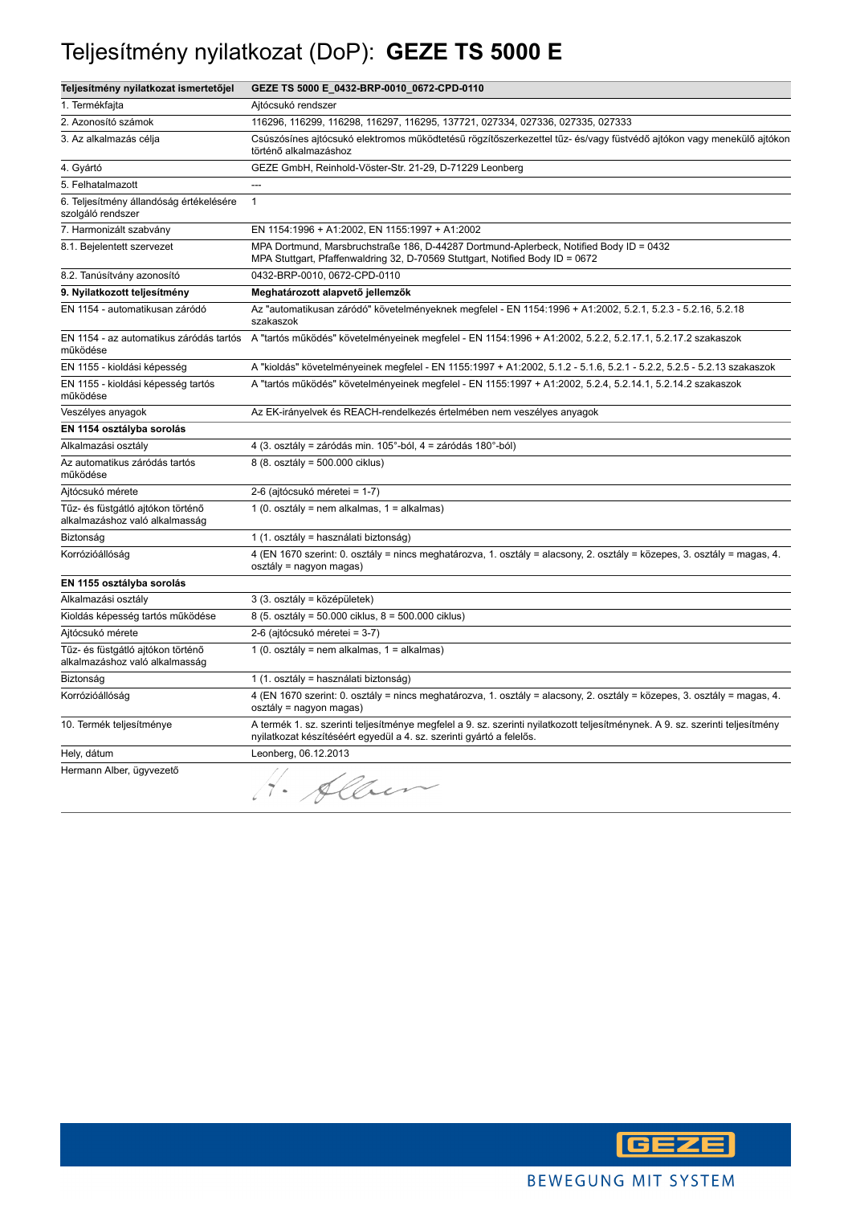# Teljesítmény nyilatkozat (DoP): **GEZE TS 5000 E**

| Teljesítmény nyilatkozat ismertetőjel | GEZE TS 5000 E_0432-BRP-0010_0672-CPD-0110 |
|---|---|
| 1. Termékfajta | Ajtócsukó rendszer |
| 2. Azonosító számok | 116296, 116299, 116298, 116297, 116295, 137721, 027334, 027336, 027335, 027333 |
| 3. Az alkalmazás célja | Csúszósínes ajtócsukó elektromos működtetésű rögzítőszerkezettel tűz- és/vagy füstvédő ajtókon vagy menekülő ajtókon történő alkalmazáshoz |
| 4. Gyártó | GEZE GmbH, Reinhold-Vöster-Str. 21-29, D-71229 Leonberg |
| 5. Felhatalmazott | --- |
| 6. Teljesítmény állandóság értékelésére szolgáló rendszer | 1 |
| 7. Harmonizált szabvány | EN 1154:1996 + A1:2002, EN 1155:1997 + A1:2002 |
| 8.1. Bejelentett szervezet | MPA Dortmund, Marsbruchstraße 186, D-44287 Dortmund-Aplerbeck, Notified Body ID = 0432<br>MPA Stuttgart, Pfaffenwaldring 32, D-70569 Stuttgart, Notified Body ID = 0672 |
| 8.2. Tanúsítvány azonosító | 0432-BRP-0010, 0672-CPD-0110 |
| **9. Nyilatkozott teljesítmény** | **Meghatározott alapvető jellemzők** |
| EN 1154 - automatikusan záródó | Az "automatikusan záródó" követelményeknek megfelel - EN 1154:1996 + A1:2002, 5.2.1, 5.2.3 - 5.2.16, 5.2.18 szakaszok |
| EN 1154 - az automatikus záródás tartós működése | A "tartós működés" követelményeinek megfelel - EN 1154:1996 + A1:2002, 5.2.2, 5.2.17.1, 5.2.17.2 szakaszok |
| EN 1155 - kioldási képesség | A "kioldás" követelményeinek megfelel - EN 1155:1997 + A1:2002, 5.1.2 - 5.1.6, 5.2.1 - 5.2.2, 5.2.5 - 5.2.13 szakaszok |
| EN 1155 - kioldási képesség tartós működése | A "tartós működés" követelményeinek megfelel - EN 1155:1997 + A1:2002, 5.2.4, 5.2.14.1, 5.2.14.2 szakaszok |
| Veszélyes anyagok | Az EK-irányelvek és REACH-rendelkezés értelmében nem veszélyes anyagok |
| **EN 1154 osztályba sorolás** | |
| Alkalmazási osztály | 4 (3. osztály = záródás min. 105°-ból, 4 = záródás 180°-ból) |
| Az automatikus záródás tartós működése | 8 (8. osztály = 500.000 ciklus) |
| Ajtócsukó mérete | 2-6 (ajtócsukó méretei = 1-7) |
| Tűz- és füstgátló ajtókon történő alkalmazáshoz való alkalmasság | 1 (0. osztály = nem alkalmas, 1 = alkalmas) |
| Biztonság | 1 (1. osztály = használati biztonság) |
| Korrózióállóság | 4 (EN 1670 szerint: 0. osztály = nincs meghatározva, 1. osztály = alacsony, 2. osztály = közepes, 3. osztály = magas, 4. osztály = nagyon magas) |
| **EN 1155 osztályba sorolás** | |
| Alkalmazási osztály | 3 (3. osztály = középületek) |
| Kioldás képesség tartós működése | 8 (5. osztály = 50.000 ciklus, 8 = 500.000 ciklus) |
| Ajtócsukó mérete | 2-6 (ajtócsukó méretei = 3-7) |
| Tűz- és füstgátló ajtókon történő alkalmazáshoz való alkalmasság | 1 (0. osztály = nem alkalmas, 1 = alkalmas) |
| Biztonság | 1 (1. osztály = használati biztonság) |
| Korrózióállóság | 4 (EN 1670 szerint: 0. osztály = nincs meghatározva, 1. osztály = alacsony, 2. osztály = közepes, 3. osztály = magas, 4. osztály = nagyon magas) |
| 10. Termék teljesítménye | A termék 1. sz. szerinti teljesítménye megfelel a 9. sz. szerinti nyilatkozott teljesítménynek. A 9. sz. szerinti teljesítmény nyilatkozat készítéséért egyedül a 4. sz. szerinti gyártó a felelős. |
| Hely, dátum | Leonberg, 06.12.2013 |
| Hermann Alber, ügyvezető | H. Alber |

BEWEGUNG MIT SYSTEM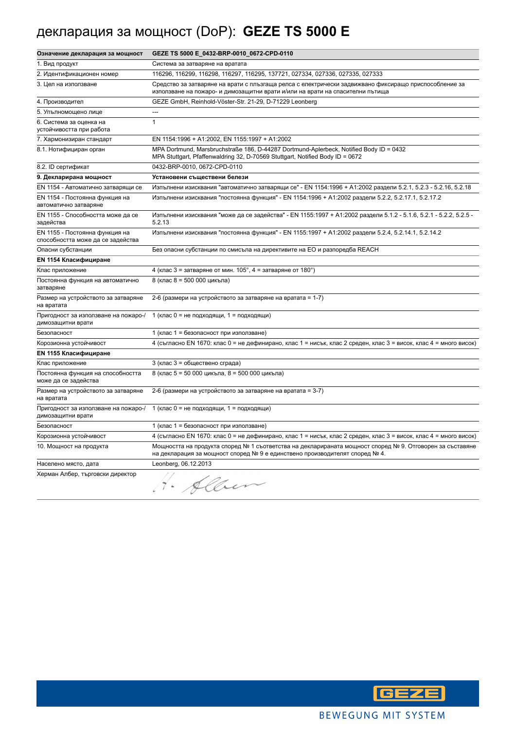# декларация за мощност (DoP): **GEZE TS 5000 E**

| **Означение декларация за мощност** | **GEZE TS 5000 E_0432-BRP-0010_0672-CPD-0110** |
|---|---|
| 1. Вид продукт | Система за затваряне на вратата |
| 2. Идентификационен номер | 116296, 116299, 116298, 116297, 116295, 137721, 027334, 027336, 027335, 027333 |
| 3. Цел на използване | Средство за затваряне на врати с плъзгаща релса с електрически задвижвано фиксиращо приспособление за използване на пожаро- и димозащитни врати и/или на врати на спасителни пътища |
| 4. Производител | GEZE GmbH, Reinhold-Vöster-Str. 21-29, D-71229 Leonberg |
| 5. Упълномощено лице | --- |
| 6. Система за оценка на устойчивостта при работа | 1 |
| 7. Хармонизиран стандарт | EN 1154:1996 + A1:2002, EN 1155:1997 + A1:2002 |
| 8.1. Нотифициран орган | MPA Dortmund, Marsbruchstraße 186, D-44287 Dortmund-Aplerbeck, Notified Body ID = 0432<br>MPA Stuttgart, Pfaffenwaldring 32, D-70569 Stuttgart, Notified Body ID = 0672 |
| 8.2. ID сертификат | 0432-BRP-0010, 0672-CPD-0110 |
| **9. Декларирана мощност** | **Установени съществени белези** |
| EN 1154 - Автоматично затварящи се | Изпълнени изисквания "автоматично затварящи се" - EN 1154:1996 + A1:2002 раздели 5.2.1, 5.2.3 - 5.2.16, 5.2.18 |
| EN 1154 - Постоянна функция на автоматично затваряне | Изпълнени изисквания "постоянна функция" - EN 1154:1996 + A1:2002 раздели 5.2.2, 5.2.17.1, 5.2.17.2 |
| EN 1155 - Способността може да се задейства | Изпълнени изисквания "може да се задейства" - EN 1155:1997 + A1:2002 раздели 5.1.2 - 5.1.6, 5.2.1 - 5.2.2, 5.2.5 - 5.2.13 |
| EN 1155 - Постоянна функция на способността може да се задейства | Изпълнени изисквания "постоянна функция" - EN 1155:1997 + A1:2002 раздели 5.2.4, 5.2.14.1, 5.2.14.2 |
| Опасни субстанции | Без опасни субстанции по смисъла на директивите на ЕО и разпоредба REACH |
| **EN 1154 Класифициране** | |
| Клас приложение | 4 (клас 3 = затваряне от мин. 105°, 4 = затваряне от 180°) |
| Постоянна функция на автоматично затваряне | 8 (клас 8 = 500 000 цикъла) |
| Размер на устройството за затваряне на вратата | 2-6 (размери на устройството за затваряне на вратата = 1-7) |
| Пригодност за използване на пожаро-/димозащитни врати | 1 (клас 0 = не подходящи, 1 = подходящи) |
| Безопасност | 1 (клас 1 = безопасност при използване) |
| Корозионна устойчивост | 4 (съгласно EN 1670: клас 0 = не дефинирано, клас 1 = нисък, клас 2 среден, клас 3 = висок, клас 4 = много висок) |
| **EN 1155 Класифициране** | |
| Клас приложение | 3 (клас 3 = обществено сграда) |
| Постоянна функция на способността може да се задейства | 8 (клас 5 = 50 000 цикъла, 8 = 500 000 цикъла) |
| Размер на устройството за затваряне на вратата | 2-6 (размери на устройството за затваряне на вратата = 3-7) |
| Пригодност за използване на пожаро-/димозащитни врати | 1 (клас 0 = не подходящи, 1 = подходящи) |
| Безопасност | 1 (клас 1 = безопасност при използване) |
| Корозионна устойчивост | 4 (съгласно EN 1670: клас 0 = не дефинирано, клас 1 = нисък, клас 2 среден, клас 3 = висок, клас 4 = много висок) |
| 10. Мощност на продукта | Мощността на продукта според № 1 съответства на декларираната мощност според № 9. Отговорен за съставяне на декларация за мощност според № 9 е единствено производителят според № 4. |
| Населено място, дата | Leonberg, 06.12.2013 |
| Херман Албер, търговски директор | H. Alber |

GEZE

BEWEGUNG MIT SYSTEM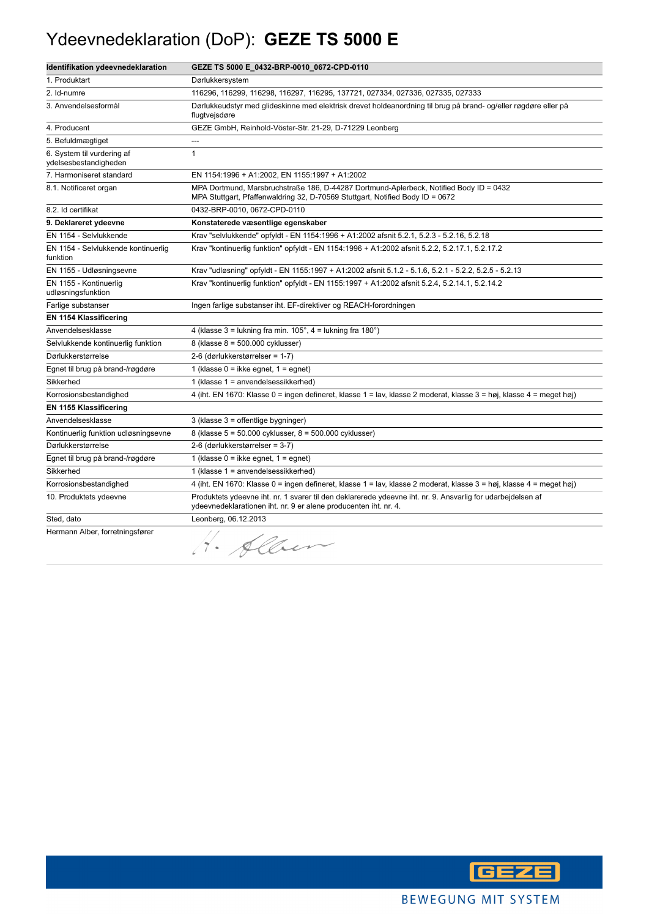# Ydeevnedeklaration (DoP): **GEZE TS 5000 E**

| **Identifikation ydeevnedeklaration** | **GEZE TS 5000 E_0432-BRP-0010_0672-CPD-0110** |
|---|---|
| 1. Produktart | Dørlukkersystem |
| 2. Id-numre | 116296, 116299, 116298, 116297, 116295, 137721, 027334, 027336, 027335, 027333 |
| 3. Anvendelsesformål | Dørlukkeudstyr med glideskinne med elektrisk drevet holdeanordning til brug på brand- og/eller røgdøre eller på flugtvejsdøre |
| 4. Producent | GEZE GmbH, Reinhold-Vöster-Str. 21-29, D-71229 Leonberg |
| 5. Befuldmægtiget | --- |
| 6. System til vurdering af ydelsesbestandigheden | 1 |
| 7. Harmoniseret standard | EN 1154:1996 + A1:2002, EN 1155:1997 + A1:2002 |
| 8.1. Notificeret organ | MPA Dortmund, Marsbruchstraße 186, D-44287 Dortmund-Aplerbeck, Notified Body ID = 0432<br>MPA Stuttgart, Pfaffenwaldring 32, D-70569 Stuttgart, Notified Body ID = 0672 |
| 8.2. Id certifikat | 0432-BRP-0010, 0672-CPD-0110 |
| **9. Deklareret ydeevne** | **Konstaterede væsentlige egenskaber** |
| EN 1154 - Selvlukkende | Krav "selvlukkende" opfyldt - EN 1154:1996 + A1:2002 afsnit 5.2.1, 5.2.3 - 5.2.16, 5.2.18 |
| EN 1154 - Selvlukkende kontinuerlig funktion | Krav "kontinuerlig funktion" opfyldt - EN 1154:1996 + A1:2002 afsnit 5.2.2, 5.2.17.1, 5.2.17.2 |
| EN 1155 - Udløsningsevne | Krav "udløsning" opfyldt - EN 1155:1997 + A1:2002 afsnit 5.1.2 - 5.1.6, 5.2.1 - 5.2.2, 5.2.5 - 5.2.13 |
| EN 1155 - Kontinuerlig udløsningsfunktion | Krav "kontinuerlig funktion" opfyldt - EN 1155:1997 + A1:2002 afsnit 5.2.4, 5.2.14.1, 5.2.14.2 |
| Farlige substanser | Ingen farlige substanser iht. EF-direktiver og REACH-forordningen |
| **EN 1154 Klassificering** | |
| Anvendelsesklasse | 4 (klasse 3 = lukning fra min. 105°, 4 = lukning fra 180°) |
| Selvlukkende kontinuerlig funktion | 8 (klasse 8 = 500.000 cyklusser) |
| Dørlukkerstørrelse | 2-6 (dørlukkerstørrelser = 1-7) |
| Egnet til brug på brand-/røgdøre | 1 (klasse 0 = ikke egnet, 1 = egnet) |
| Sikkerhed | 1 (klasse 1 = anvendelsessikkerhed) |
| Korrosionsbestandighed | 4 (iht. EN 1670: Klasse 0 = ingen defineret, klasse 1 = lav, klasse 2 moderat, klasse 3 = høj, klasse 4 = meget høj) |
| **EN 1155 Klassificering** | |
| Anvendelsesklasse | 3 (klasse 3 = offentlige bygninger) |
| Kontinuerlig funktion udløsningsevne | 8 (klasse 5 = 50.000 cyklusser, 8 = 500.000 cyklusser) |
| Dørlukkerstørrelse | 2-6 (dørlukkerstørrelser = 3-7) |
| Egnet til brug på brand-/røgdøre | 1 (klasse 0 = ikke egnet, 1 = egnet) |
| Sikkerhed | 1 (klasse 1 = anvendelsessikkerhed) |
| Korrosionsbestandighed | 4 (iht. EN 1670: Klasse 0 = ingen defineret, klasse 1 = lav, klasse 2 moderat, klasse 3 = høj, klasse 4 = meget høj) |
| 10. Produktets ydeevne | Produktets ydeevne iht. nr. 1 svarer til den deklarerede ydeevne iht. nr. 9. Ansvarlig for udarbejdelsen af ydeevnedeklarationen iht. nr. 9 er alene producenten iht. nr. 4. |
| Sted, dato | Leonberg, 06.12.2013 |
| Hermann Alber, forretningsfører | H. Alber |

GEZE

BEWEGUNG MIT SYSTEM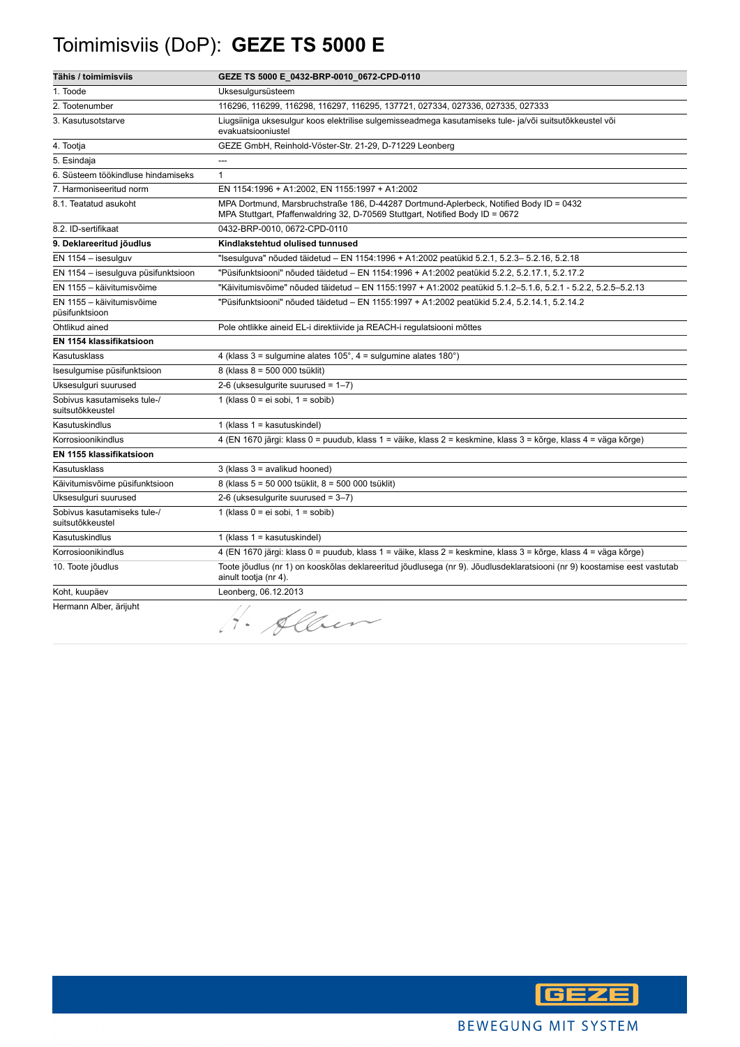# Toimimisviis (DoP): **GEZE TS 5000 E**

| Tähis / toimimisviis | GEZE TS 5000 E_0432-BRP-0010_0672-CPD-0110 |
|---|---|
| 1. Toode | Uksesulgursüsteem |
| 2. Tootenumber | 116296, 116299, 116298, 116297, 116295, 137721, 027334, 027336, 027335, 027333 |
| 3. Kasutusotstarve | Liugsiiniga uksesulgur koos elektrilise sulgemisseadmega kasutamiseks tule- ja/või suitsutõkkeustel või evakuatsiooniustel |
| 4. Tootja | GEZE GmbH, Reinhold-Vöster-Str. 21-29, D-71229 Leonberg |
| 5. Esindaja | --- |
| 6. Süsteem töökindluse hindamiseks | 1 |
| 7. Harmoniseeritud norm | EN 1154:1996 + A1:2002, EN 1155:1997 + A1:2002 |
| 8.1. Teatatud asukoht | MPA Dortmund, Marsbruchstraße 186, D-44287 Dortmund-Aplerbeck, Notified Body ID = 0432<br>MPA Stuttgart, Pfaffenwaldring 32, D-70569 Stuttgart, Notified Body ID = 0672 |
| 8.2. ID-sertifikaat | 0432-BRP-0010, 0672-CPD-0110 |
| **9. Deklareeritud jõudlus** | **Kindlakstehtud olulised tunnused** |
| EN 1154 – isesulguv | "Isesulguva" nõuded täidetud – EN 1154:1996 + A1:2002 peatükid 5.2.1, 5.2.3– 5.2.16, 5.2.18 |
| EN 1154 – isesulguva püsifunktsioon | "Püsifunktsiooni" nõuded täidetud – EN 1154:1996 + A1:2002 peatükid 5.2.2, 5.2.17.1, 5.2.17.2 |
| EN 1155 – käivitumisvõime | "Käivitumisvõime" nõuded täidetud – EN 1155:1997 + A1:2002 peatükid 5.1.2–5.1.6, 5.2.1 - 5.2.2, 5.2.5–5.2.13 |
| EN 1155 – käivitumisvõime püsifunktsioon | "Püsifunktsiooni" nõuded täidetud – EN 1155:1997 + A1:2002 peatükid 5.2.4, 5.2.14.1, 5.2.14.2 |
| Ohtlikud ained | Pole ohtlikke aineid EL-i direktiivide ja REACH-i regulatsiooni mõttes |
| **EN 1154 klassifikatsioon** | |
| Kasutusklass | 4 (klass 3 = sulgumine alates 105°, 4 = sulgumine alates 180°) |
| Isesulgumise püsifunktsioon | 8 (klass 8 = 500 000 tsüklit) |
| Uksesulguri suurused | 2-6 (uksesulgurite suurused = 1–7) |
| Sobivus kasutamiseks tule-/ suitsutõkkeustel | 1 (klass 0 = ei sobi, 1 = sobib) |
| Kasutuskindlus | 1 (klass 1 = kasutuskindel) |
| Korrosioonikindlus | 4 (EN 1670 järgi: klass 0 = puudub, klass 1 = väike, klass 2 = keskmine, klass 3 = kõrge, klass 4 = väga kõrge) |
| **EN 1155 klassifikatsioon** | |
| Kasutusklass | 3 (klass 3 = avalikud hooned) |
| Käivitumisvõime püsifunktsioon | 8 (klass 5 = 50 000 tsüklit, 8 = 500 000 tsüklit) |
| Uksesulguri suurused | 2-6 (uksesulgurite suurused = 3–7) |
| Sobivus kasutamiseks tule-/ suitsutõkkeustel | 1 (klass 0 = ei sobi, 1 = sobib) |
| Kasutuskindlus | 1 (klass 1 = kasutuskindel) |
| Korrosioonikindlus | 4 (EN 1670 järgi: klass 0 = puudub, klass 1 = väike, klass 2 = keskmine, klass 3 = kõrge, klass 4 = väga kõrge) |
| 10. Toote jõudlus | Toote jõudlus (nr 1) on kooskõlas deklareeritud jõudlusega (nr 9). Jõudlusdeklaratsiooni (nr 9) koostamise eest vastutab ainult tootja (nr 4). |
| Koht, kuupäev | Leonberg, 06.12.2013 |
| Hermann Alber, ärijuht | H. Alber |

BEWEGUNG MIT SYSTEM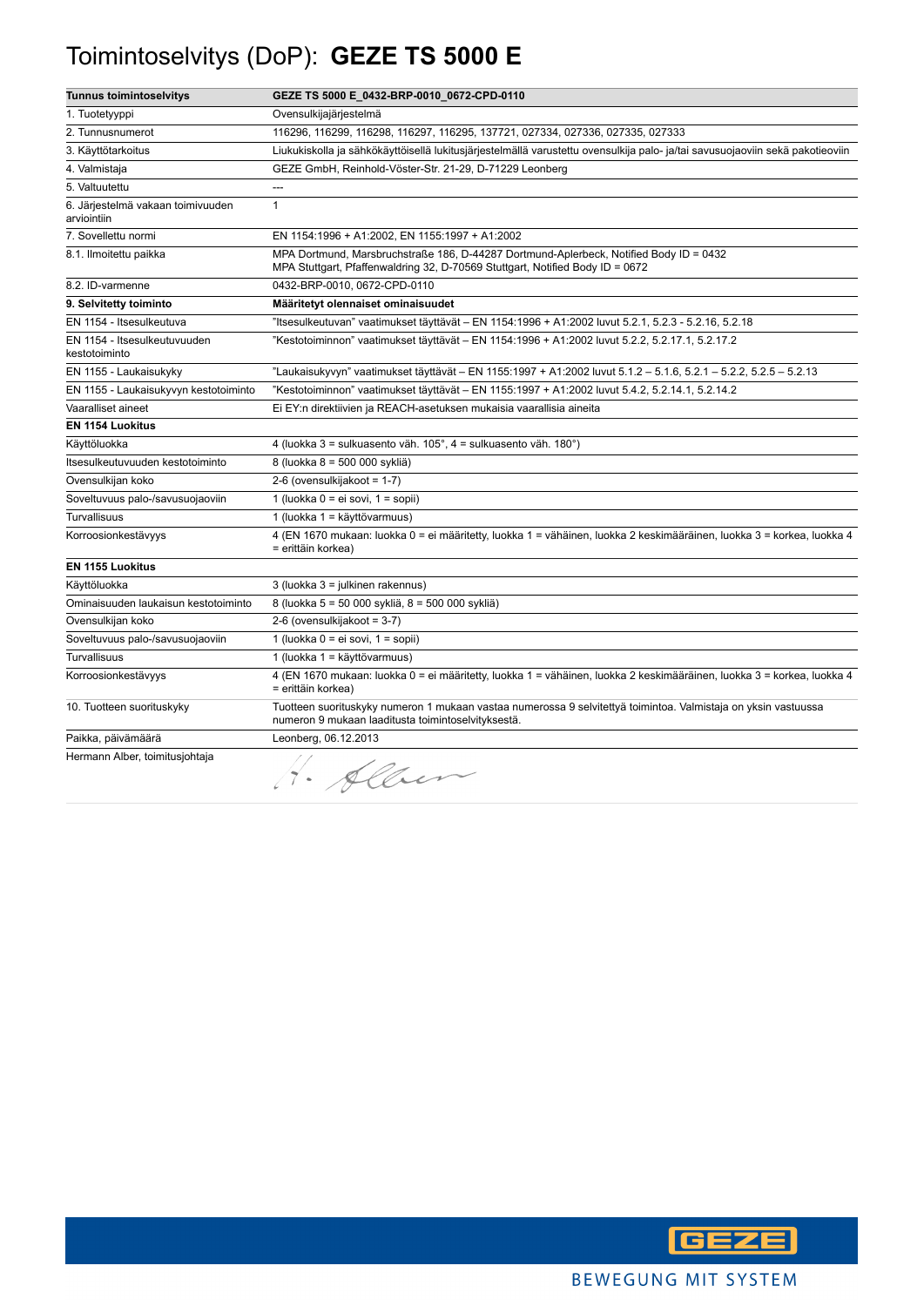# Toimintoselvitys (DoP): **GEZE TS 5000 E**

| **Tunnus toimintoselvitys** | **GEZE TS 5000 E_0432-BRP-0010_0672-CPD-0110** |
|---|---|
| 1. Tuotetyyppi | Ovensulkijajärjestelmä |
| 2. Tunnusnumerot | 116296, 116299, 116298, 116297, 116295, 137721, 027334, 027336, 027335, 027333 |
| 3. Käyttötarkoitus | Liukukiskolla ja sähkökäyttöisellä lukitusjärjestelmällä varustettu ovensulkija palo- ja/tai savusuojaoviin sekä pakotieoviin |
| 4. Valmistaja | GEZE GmbH, Reinhold-Vöster-Str. 21-29, D-71229 Leonberg |
| 5. Valtuutettu | --- |
| 6. Järjestelmä vakaan toimivuuden arviointiin | 1 |
| 7. Sovellettu normi | EN 1154:1996 + A1:2002, EN 1155:1997 + A1:2002 |
| 8.1. Ilmoitettu paikka | MPA Dortmund, Marsbruchstraße 186, D-44287 Dortmund-Aplerbeck, Notified Body ID = 0432<br>MPA Stuttgart, Pfaffenwaldring 32, D-70569 Stuttgart, Notified Body ID = 0672 |
| 8.2. ID-varmenne | 0432-BRP-0010, 0672-CPD-0110 |
| **9. Selvitetty toiminto** | **Määritetyt olennaiset ominaisuudet** |
| EN 1154 - Itsesulkeutuva | "Itsesulkeutuvan" vaatimukset täyttävät – EN 1154:1996 + A1:2002 luvut 5.2.1, 5.2.3 - 5.2.16, 5.2.18 |
| EN 1154 - Itsesulkeutuvuuden kestotoiminto | "Kestotoiminnon" vaatimukset täyttävät – EN 1154:1996 + A1:2002 luvut 5.2.2, 5.2.17.1, 5.2.17.2 |
| EN 1155 - Laukaisukyky | "Laukaisukyvyn" vaatimukset täyttävät – EN 1155:1997 + A1:2002 luvut 5.1.2 – 5.1.6, 5.2.1 – 5.2.2, 5.2.5 – 5.2.13 |
| EN 1155 - Laukaisukyvyn kestotoiminto | "Kestotoiminnon" vaatimukset täyttävät – EN 1155:1997 + A1:2002 luvut 5.4.2, 5.2.14.1, 5.2.14.2 |
| Vaaralliset aineet | Ei EY:n direktiivien ja REACH-asetuksen mukaisia vaarallisia aineita |
| **EN 1154 Luokitus** | |
| Käyttöluokka | 4 (luokka 3 = sulkuasento väh. 105°, 4 = sulkuasento väh. 180°) |
| Itsesulkeutuvuuden kestotoiminto | 8 (luokka 8 = 500 000 sykliä) |
| Ovensulkijan koko | 2-6 (ovensulkijakoot = 1-7) |
| Soveltuvuus palo-/savusuojaoviin | 1 (luokka 0 = ei sovi, 1 = sopii) |
| Turvallisuus | 1 (luokka 1 = käyttövarmuus) |
| Korroosionkestävyys | 4 (EN 1670 mukaan: luokka 0 = ei määritetty, luokka 1 = vähäinen, luokka 2 keskimääräinen, luokka 3 = korkea, luokka 4 = erittäin korkea) |
| **EN 1155 Luokitus** | |
| Käyttöluokka | 3 (luokka 3 = julkinen rakennus) |
| Ominaisuuden laukaisun kestotoiminto | 8 (luokka 5 = 50 000 sykliä, 8 = 500 000 sykliä) |
| Ovensulkijan koko | 2-6 (ovensulkijakoot = 3-7) |
| Soveltuvuus palo-/savusuojaoviin | 1 (luokka 0 = ei sovi, 1 = sopii) |
| Turvallisuus | 1 (luokka 1 = käyttövarmuus) |
| Korroosionkestävyys | 4 (EN 1670 mukaan: luokka 0 = ei määritetty, luokka 1 = vähäinen, luokka 2 keskimääräinen, luokka 3 = korkea, luokka 4 = erittäin korkea) |
| 10. Tuotteen suorituskyky | Tuotteen suorituskyky numeron 1 mukaan vastaa numerossa 9 selvitettyä toimintoa. Valmistaja on yksin vastuussa numeron 9 mukaan laaditusta toimintoselvityksestä. |
| Paikka, päivämäärä | Leonberg, 06.12.2013 |
| Hermann Alber, toimitusjohtaja | H. Alber |

GEZE

BEWEGUNG MIT SYSTEM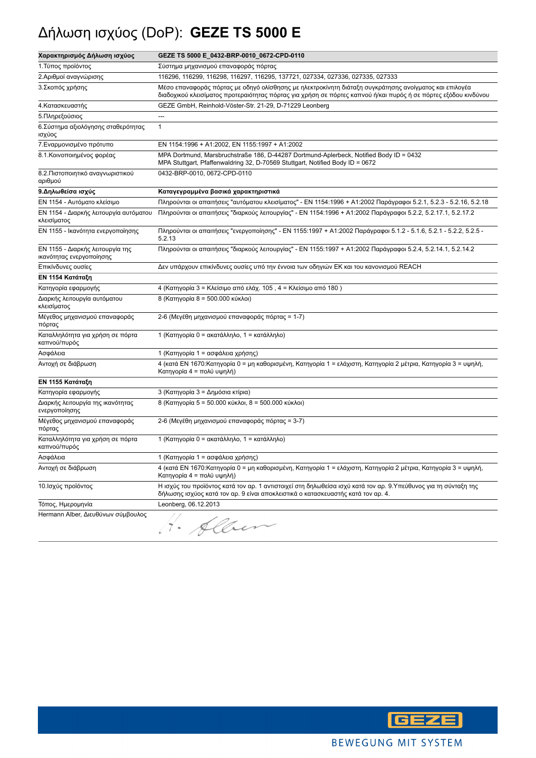# Δήλωση ισχύος (DoP): **GEZE TS 5000 E**

| **Χαρακτηρισμός Δήλωση ισχύος** | **GEZE TS 5000 E_0432-BRP-0010_0672-CPD-0110** |
|---|---|
| 1.Τύπος προϊόντος | Σύστημα μηχανισμού επαναφοράς πόρτας |
| 2.Αριθμοί αναγνώρισης | 116296, 116299, 116298, 116297, 116295, 137721, 027334, 027336, 027335, 027333 |
| 3.Σκοπός χρήσης | Μέσο επαναφοράς πόρτας με οδηγό ολίσθησης με ηλεκτροκίνητη διάταξη συγκράτησης ανοίγματος και επιλογέα διαδοχικού κλεισίματος προτεραιότητας πόρτας για χρήση σε πόρτες καπνού ή/και πυρός ή σε πόρτες εξόδου κινδύνου |
| 4.Κατασκευαστής | GEZE GmbH, Reinhold-Vöster-Str. 21-29, D-71229 Leonberg |
| 5.Πληρεξούσιος | --- |
| 6.Σύστημα αξιολόγησης σταθερότητας ισχύος | 1 |
| 7.Εναρμονισμένο πρότυπο | EN 1154:1996 + A1:2002, EN 1155:1997 + A1:2002 |
| 8.1.Κοινοποιημένος φορέας | MPA Dortmund, Marsbruchstraße 186, D-44287 Dortmund-Aplerbeck, Notified Body ID = 0432<br>MPA Stuttgart, Pfaffenwaldring 32, D-70569 Stuttgart, Notified Body ID = 0672 |
| 8.2.Πιστοποιητικό αναγνωριστικού αριθμού | 0432-BRP-0010, 0672-CPD-0110 |
| **9.Δηλωθείσα ισχύς** | **Καταγεγραμμένα βασικά χαρακτηριστικά** |
| EN 1154 - Αυτόματο κλείσιμο | Πληρούνται οι απαιτήσεις "αυτόματου κλεισίματος" - EN 1154:1996 + A1:2002 Παράγραφοι 5.2.1, 5.2.3 - 5.2.16, 5.2.18 |
| EN 1154 - Διαρκής λειτουργία αυτόματου κλεισίματος | Πληρούνται οι απαιτήσεις "διαρκούς λειτουργίας" - EN 1154:1996 + A1:2002 Παράγραφοι 5.2.2, 5.2.17.1, 5.2.17.2 |
| EN 1155 - Ικανότητα ενεργοποίησης | Πληρούνται οι απαιτήσεις "ενεργοποίησης" - EN 1155:1997 + A1:2002 Παράγραφοι 5.1.2 - 5.1.6, 5.2.1 - 5.2.2, 5.2.5 - 5.2.13 |
| EN 1155 - Διαρκής λειτουργία της ικανότητας ενεργοποίησης | Πληρούνται οι απαιτήσεις "διαρκούς λειτουργίας" - EN 1155:1997 + A1:2002 Παράγραφοι 5.2.4, 5.2.14.1, 5.2.14.2 |
| Επικίνδυνες ουσίες | Δεν υπάρχουν επικίνδυνες ουσίες υπό την έννοια των οδηγιών ΕΚ και του κανονισμού REACH |
| **EN 1154 Κατάταξη** | |
| Κατηγορία εφαρμογής | 4 (Κατηγορία 3 = Κλείσιμο από ελάχ. 105 , 4 = Κλείσιμο από 180 ) |
| Διαρκής λειτουργία αυτόματου κλεισίματος | 8 (Κατηγορία 8 = 500.000 κύκλοι) |
| Μέγεθος μηχανισμού επαναφοράς πόρτας | 2-6 (Μεγέθη μηχανισμού επαναφοράς πόρτας = 1-7) |
| Καταλληλότητα για χρήση σε πόρτα καπνού/πυρός | 1 (Κατηγορία 0 = ακατάλληλο, 1 = κατάλληλο) |
| Ασφάλεια | 1 (Κατηγορία 1 = ασφάλεια χρήσης) |
| Αντοχή σε διάβρωση | 4 (κατά EN 1670:Κατηγορία 0 = μη καθορισμένη, Κατηγορία 1 = ελάχιστη, Κατηγορία 2 μέτρια, Κατηγορία 3 = υψηλή, Κατηγορία 4 = πολύ υψηλή) |
| **EN 1155 Κατάταξη** | |
| Κατηγορία εφαρμογής | 3 (Κατηγορία 3 = Δημόσια κτίρια) |
| Διαρκής λειτουργία της ικανότητας ενεργοποίησης | 8 (Κατηγορία 5 = 50.000 κύκλοι, 8 = 500.000 κύκλοι) |
| Μέγεθος μηχανισμού επαναφοράς πόρτας | 2-6 (Μεγέθη μηχανισμού επαναφοράς πόρτας = 3-7) |
| Καταλληλότητα για χρήση σε πόρτα καπνού/πυρός | 1 (Κατηγορία 0 = ακατάλληλο, 1 = κατάλληλο) |
| Ασφάλεια | 1 (Κατηγορία 1 = ασφάλεια χρήσης) |
| Αντοχή σε διάβρωση | 4 (κατά EN 1670:Κατηγορία 0 = μη καθορισμένη, Κατηγορία 1 = ελάχιστη, Κατηγορία 2 μέτρια, Κατηγορία 3 = υψηλή, Κατηγορία 4 = πολύ υψηλή) |
| 10.Ισχύς προϊόντος | Η ισχύς του προϊόντος κατά τον αρ. 1 αντιστοιχεί στη δηλωθείσα ισχύ κατά τον αρ. 9.Υπεύθυνος για τη σύνταξη της δήλωσης ισχύος κατά τον αρ. 9 είναι αποκλειστικά ο κατασκευαστής κατά τον αρ. 4. |
| Τόπος, Ημερομηνία | Leonberg, 06.12.2013 |
| Hermann Alber, Διευθύνων σύμβουλος | H. Alber |

GEZE

BEWEGUNG MIT SYSTEM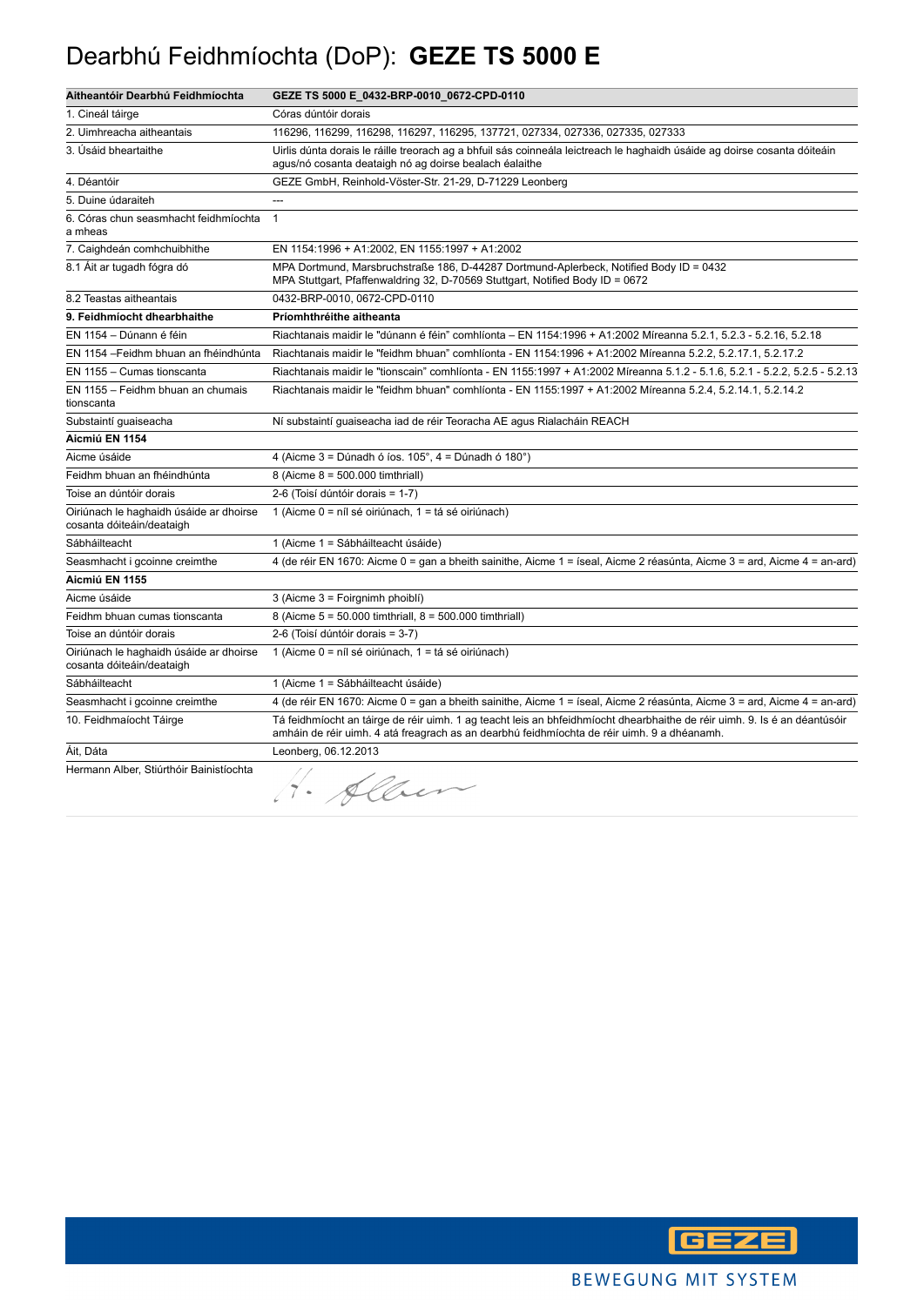# Dearbhú Feidhmíochta (DoP): **GEZE TS 5000 E**

| **Aitheantóir Dearbhú Feidhmíochta** | **GEZE TS 5000 E_0432-BRP-0010_0672-CPD-0110** |
|---|---|
| 1. Cineál táirge | Córas dúntóir dorais |
| 2. Uimhreacha aitheantais | 116296, 116299, 116298, 116297, 116295, 137721, 027334, 027336, 027335, 027333 |
| 3. Úsáid bheartaithe | Uirlis dúnta dorais le ráille treorach ag a bhfuil sás coinneála leictreach le haghaidh úsáide ag doirse cosanta dóiteáin agus/nó cosanta deataigh nó ag doirse bealach éalaithe |
| 4. Déantóir | GEZE GmbH, Reinhold-Vöster-Str. 21-29, D-71229 Leonberg |
| 5. Duine údaraiteh | --- |
| 6. Córas chun seasmhacht feidhmíochta a mheas | 1 |
| 7. Caighdeán comhchuibhithe | EN 1154:1996 + A1:2002, EN 1155:1997 + A1:2002 |
| 8.1 Áit ar tugadh fógra dó | MPA Dortmund, Marsbruchstraße 186, D-44287 Dortmund-Aplerbeck, Notified Body ID = 0432<br>MPA Stuttgart, Pfaffenwaldring 32, D-70569 Stuttgart, Notified Body ID = 0672 |
| 8.2 Teastas aitheantais | 0432-BRP-0010, 0672-CPD-0110 |
| **9. Feidhmíocht dhearbhaithe** | **Príomhthréithe aitheanta** |
| EN 1154 – Dúnann é féin | Riachtanais maidir le "dúnann é féin" comhlíonta – EN 1154:1996 + A1:2002 Míreanna 5.2.1, 5.2.3 - 5.2.16, 5.2.18 |
| EN 1154 –Feidhm bhuan an fhéindhúnta | Riachtanais maidir le "feidhm bhuan" comhlíonta - EN 1154:1996 + A1:2002 Míreanna 5.2.2, 5.2.17.1, 5.2.17.2 |
| EN 1155 – Cumas tionscanta | Riachtanais maidir le "tionscain" comhlíonta - EN 1155:1997 + A1:2002 Míreanna 5.1.2 - 5.1.6, 5.2.1 - 5.2.2, 5.2.5 - 5.2.13 |
| EN 1155 – Feidhm bhuan an chumais tionscanta | Riachtanais maidir le "feidhm bhuan" comhlíonta - EN 1155:1997 + A1:2002 Míreanna 5.2.4, 5.2.14.1, 5.2.14.2 |
| Substaintí guaiseacha | Ní substaintí guaiseacha iad de réir Teoracha AE agus Rialacháin REACH |
| **Aicmiú EN 1154** | |
| Aicme úsáide | 4 (Aicme 3 = Dúnadh ó íos. 105°, 4 = Dúnadh ó 180°) |
| Feidhm bhuan an fhéindhúnta | 8 (Aicme 8 = 500.000 timthriall) |
| Toise an dúntóir dorais | 2-6 (Toisí dúntóir dorais = 1-7) |
| Oiriúnach le haghaidh úsáide ar dhoirse cosanta dóiteáin/deataigh | 1 (Aicme 0 = níl sé oiriúnach, 1 = tá sé oiriúnach) |
| Sábháilteacht | 1 (Aicme 1 = Sábháilteacht úsáide) |
| Seasmhacht i gcoinne creimthe | 4 (de réir EN 1670: Aicme 0 = gan a bheith sainithe, Aicme 1 = íseal, Aicme 2 réasúnta, Aicme 3 = ard, Aicme 4 = an-ard) |
| **Aicmiú EN 1155** | |
| Aicme úsáide | 3 (Aicme 3 = Foirgnimh phoiblí) |
| Feidhm bhuan cumas tionscanta | 8 (Aicme 5 = 50.000 timthriall, 8 = 500.000 timthriall) |
| Toise an dúntóir dorais | 2-6 (Toisí dúntóir dorais = 3-7) |
| Oiriúnach le haghaidh úsáide ar dhoirse cosanta dóiteáin/deataigh | 1 (Aicme 0 = níl sé oiriúnach, 1 = tá sé oiriúnach) |
| Sábháilteacht | 1 (Aicme 1 = Sábháilteacht úsáide) |
| Seasmhacht i gcoinne creimthe | 4 (de réir EN 1670: Aicme 0 = gan a bheith sainithe, Aicme 1 = íseal, Aicme 2 réasúnta, Aicme 3 = ard, Aicme 4 = an-ard) |
| 10. Feidhmaíocht Táirge | Tá feidhmíocht an táirge de réir uimh. 1 ag teacht leis an bhfeidhmíocht dhearbhaithe de réir uimh. 9. Is é an déantúsóir amháin de réir uimh. 4 atá freagrach as an dearbhú feidhmíochta de réir uimh. 9 a dhéanamh. |
| Áit, Dáta | Leonberg, 06.12.2013 |
| Hermann Alber, Stiúrthóir Bainistíochta | H. Alber |

BEWEGUNG MIT SYSTEM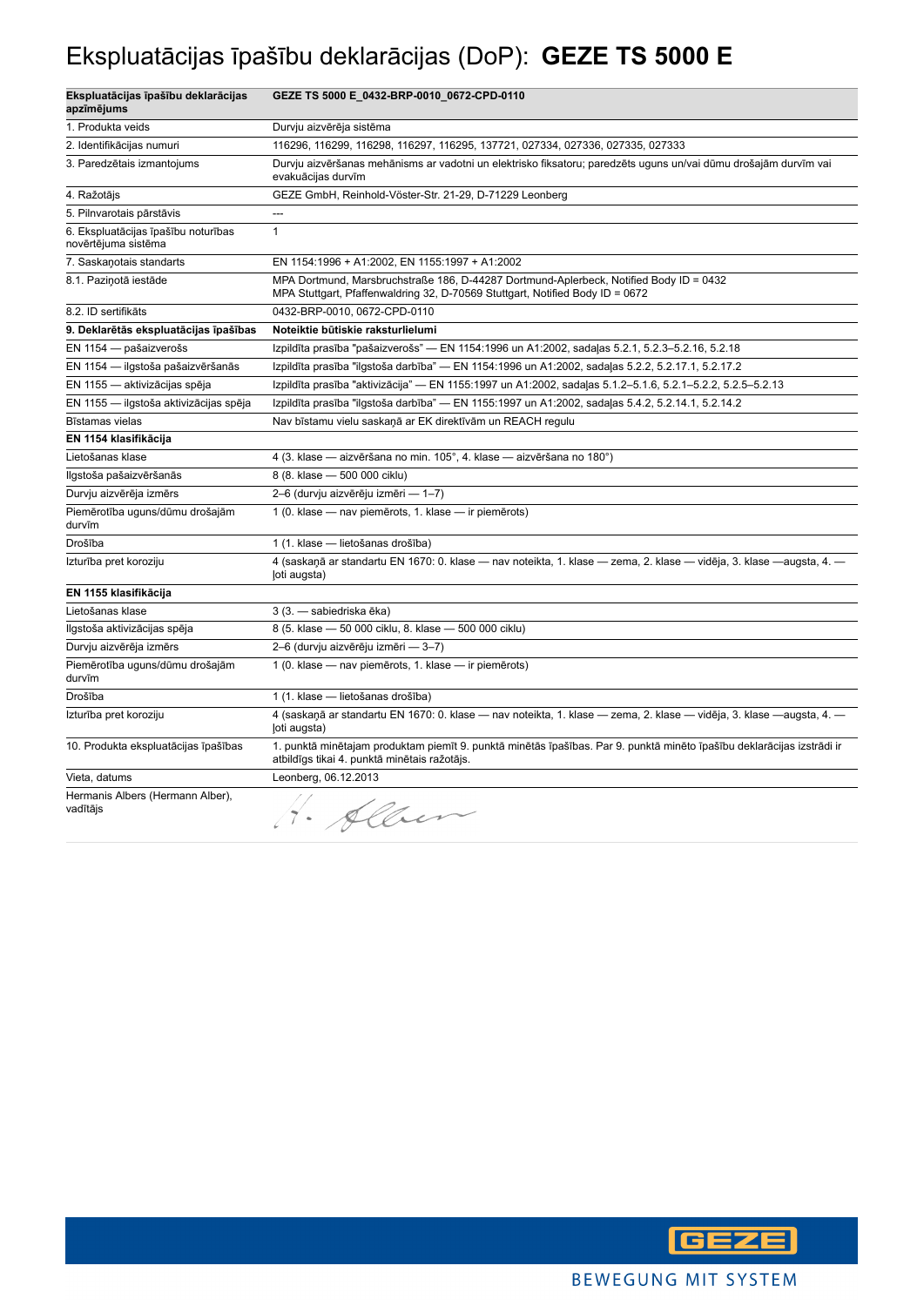# Ekspluatācijas īpašību deklarācijas (DoP): **GEZE TS 5000 E**

| **Ekspluatācijas īpašību deklarācijas apzīmējums** | **GEZE TS 5000 E_0432-BRP-0010_0672-CPD-0110** |
|---|---|
| 1. Produkta veids | Durvju aizvērēja sistēma |
| 2. Identifikācijas numuri | 116296, 116299, 116298, 116297, 116295, 137721, 027334, 027336, 027335, 027333 |
| 3. Paredzētais izmantojums | Durvju aizvēršanas mehānisms ar vadotni un elektrisko fiksatoru; paredzēts uguns un/vai dūmu drošajām durvīm vai evakuācijas durvīm |
| 4. Ražotājs | GEZE GmbH, Reinhold-Vöster-Str. 21-29, D-71229 Leonberg |
| 5. Pilnvarotais pārstāvis | --- |
| 6. Ekspluatācijas īpašību noturības novērtējuma sistēma | 1 |
| 7. Saskaņotais standarts | EN 1154:1996 + A1:2002, EN 1155:1997 + A1:2002 |
| 8.1. Paziņotā iestāde | MPA Dortmund, Marsbruchstraße 186, D-44287 Dortmund-Aplerbeck, Notified Body ID = 0432<br>MPA Stuttgart, Pfaffenwaldring 32, D-70569 Stuttgart, Notified Body ID = 0672 |
| 8.2. ID sertifikāts | 0432-BRP-0010, 0672-CPD-0110 |
| **9. Deklarētās ekspluatācijas īpašības** | **Noteiktie būtiskie raksturlielumi** |
| EN 1154 — pašaizverošs | Izpildīta prasība "pašaizverošs" — EN 1154:1996 un A1:2002, sadaļas 5.2.1, 5.2.3–5.2.16, 5.2.18 |
| EN 1154 — ilgstoša pašaizvēršanās | Izpildīta prasība "ilgstoša darbība" — EN 1154:1996 un A1:2002, sadaļas 5.2.2, 5.2.17.1, 5.2.17.2 |
| EN 1155 — aktivizācijas spēja | Izpildīta prasība "aktivizācija" — EN 1155:1997 un A1:2002, sadaļas 5.1.2–5.1.6, 5.2.1–5.2.2, 5.2.5–5.2.13 |
| EN 1155 — ilgstoša aktivizācijas spēja | Izpildīta prasība "ilgstoša darbība" — EN 1155:1997 un A1:2002, sadaļas 5.4.2, 5.2.14.1, 5.2.14.2 |
| Bīstamas vielas | Nav bīstamu vielu saskaņā ar EK direktīvām un REACH regulu |
| **EN 1154 klasifikācija** | |
| Lietošanas klase | 4 (3. klase — aizvēršana no min. 105°, 4. klase — aizvēršana no 180°) |
| Ilgstoša pašaizvēršanās | 8 (8. klase — 500 000 ciklu) |
| Durvju aizvērēja izmērs | 2–6 (durvju aizvērēju izmēri — 1–7) |
| Piemērotība uguns/dūmu drošajām durvīm | 1 (0. klase — nav piemērots, 1. klase — ir piemērots) |
| Drošība | 1 (1. klase — lietošanas drošība) |
| Izturība pret koroziju | 4 (saskaņā ar standartu EN 1670: 0. klase — nav noteikta, 1. klase — zema, 2. klase — vidēja, 3. klase —augsta, 4. — ļoti augsta) |
| **EN 1155 klasifikācija** | |
| Lietošanas klase | 3 (3. — sabiedriska ēka) |
| Ilgstoša aktivizācijas spēja | 8 (5. klase — 50 000 ciklu, 8. klase — 500 000 ciklu) |
| Durvju aizvērēja izmērs | 2–6 (durvju aizvērēju izmēri — 3–7) |
| Piemērotība uguns/dūmu drošajām durvīm | 1 (0. klase — nav piemērots, 1. klase — ir piemērots) |
| Drošība | 1 (1. klase — lietošanas drošība) |
| Izturība pret koroziju | 4 (saskaņā ar standartu EN 1670: 0. klase — nav noteikta, 1. klase — zema, 2. klase — vidēja, 3. klase —augsta, 4. — ļoti augsta) |
| 10. Produkta ekspluatācijas īpašības | 1. punktā minētajam produktam piemīt 9. punktā minētās īpašības. Par 9. punktā minēto īpašību deklarācijas izstrādi ir atbildīgs tikai 4. punktā minētais ražotājs. |
| Vieta, datums | Leonberg, 06.12.2013 |
| Hermanis Albers (Hermann Alber), vadītājs | H. Alber |

BEWEGUNG MIT SYSTEM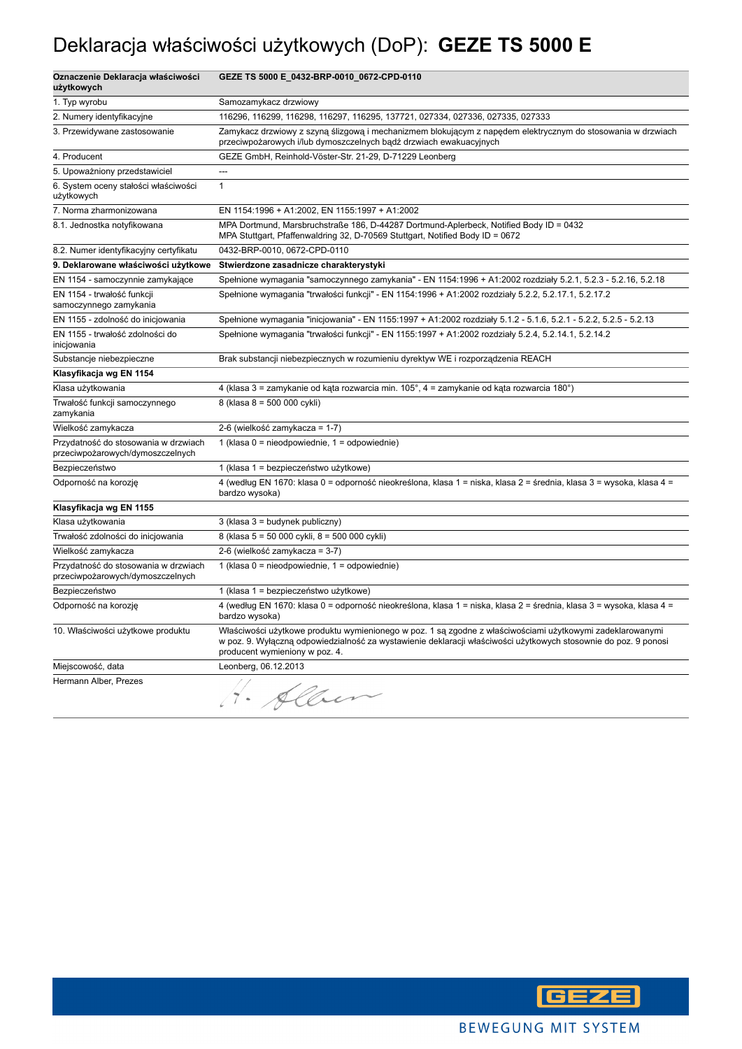# Deklaracja właściwości użytkowych (DoP): **GEZE TS 5000 E**

| **Oznaczenie Deklaracja właściwości użytkowych** | **GEZE TS 5000 E_0432-BRP-0010_0672-CPD-0110** |
|---|---|
| 1. Typ wyrobu | Samozamykacz drzwiowy |
| 2. Numery identyfikacyjne | 116296, 116299, 116298, 116297, 116295, 137721, 027334, 027336, 027335, 027333 |
| 3. Przewidywane zastosowanie | Zamykacz drzwiowy z szyną ślizgową i mechanizmem blokującym z napędem elektrycznym do stosowania w drzwiach przeciwpożarowych i/lub dymoszczelnych bądź drzwiach ewakuacyjnych |
| 4. Producent | GEZE GmbH, Reinhold-Vöster-Str. 21-29, D-71229 Leonberg |
| 5. Upoważniony przedstawiciel | --- |
| 6. System oceny stałości właściwości użytkowych | 1 |
| 7. Norma zharmonizowana | EN 1154:1996 + A1:2002, EN 1155:1997 + A1:2002 |
| 8.1. Jednostka notyfikowana | MPA Dortmund, Marsbruchstraße 186, D-44287 Dortmund-Aplerbeck, Notified Body ID = 0432<br>MPA Stuttgart, Pfaffenwaldring 32, D-70569 Stuttgart, Notified Body ID = 0672 |
| 8.2. Numer identyfikacyjny certyfikatu | 0432-BRP-0010, 0672-CPD-0110 |
| **9. Deklarowane właściwości użytkowe** | **Stwierdzone zasadnicze charakterystyki** |
| EN 1154 - samoczynnie zamykające | Spełnione wymagania "samoczynnego zamykania" - EN 1154:1996 + A1:2002 rozdziały 5.2.1, 5.2.3 - 5.2.16, 5.2.18 |
| EN 1154 - trwałość funkcji samoczynnego zamykania | Spełnione wymagania "trwałości funkcji" - EN 1154:1996 + A1:2002 rozdziały 5.2.2, 5.2.17.1, 5.2.17.2 |
| EN 1155 - zdolność do inicjowania | Spełnione wymagania "inicjowania" - EN 1155:1997 + A1:2002 rozdziały 5.1.2 - 5.1.6, 5.2.1 - 5.2.2, 5.2.5 - 5.2.13 |
| EN 1155 - trwałość zdolności do inicjowania | Spełnione wymagania "trwałości funkcji" - EN 1155:1997 + A1:2002 rozdziały 5.2.4, 5.2.14.1, 5.2.14.2 |
| Substancje niebezpieczne | Brak substancji niebezpiecznych w rozumieniu dyrektyw WE i rozporządzenia REACH |
| **Klasyfikacja wg EN 1154** | |
| Klasa użytkowania | 4 (klasa 3 = zamykanie od kąta rozwarcia min. 105°, 4 = zamykanie od kąta rozwarcia 180°) |
| Trwałość funkcji samoczynnego zamykania | 8 (klasa 8 = 500 000 cykli) |
| Wielkość zamykacza | 2-6 (wielkość zamykacza = 1-7) |
| Przydatność do stosowania w drzwiach przeciwpożarowych/dymoszczelnych | 1 (klasa 0 = nieodpowiednie, 1 = odpowiednie) |
| Bezpieczeństwo | 1 (klasa 1 = bezpieczeństwo użytkowe) |
| Odporność na korozję | 4 (według EN 1670: klasa 0 = odporność nieokreślona, klasa 1 = niska, klasa 2 = średnia, klasa 3 = wysoka, klasa 4 = bardzo wysoka) |
| **Klasyfikacja wg EN 1155** | |
| Klasa użytkowania | 3 (klasa 3 = budynek publiczny) |
| Trwałość zdolności do inicjowania | 8 (klasa 5 = 50 000 cykli, 8 = 500 000 cykli) |
| Wielkość zamykacza | 2-6 (wielkość zamykacza = 3-7) |
| Przydatność do stosowania w drzwiach przeciwpożarowych/dymoszczelnych | 1 (klasa 0 = nieodpowiednie, 1 = odpowiednie) |
| Bezpieczeństwo | 1 (klasa 1 = bezpieczeństwo użytkowe) |
| Odporność na korozję | 4 (według EN 1670: klasa 0 = odporność nieokreślona, klasa 1 = niska, klasa 2 = średnia, klasa 3 = wysoka, klasa 4 = bardzo wysoka) |
| 10. Właściwości użytkowe produktu | Właściwości użytkowe produktu wymienionego w poz. 1 są zgodne z właściwościami użytkowymi zadeklarowanymi w poz. 9. Wyłączną odpowiedzialność za wystawienie deklaracji właściwości użytkowych stosownie do poz. 9 ponosi producent wymieniony w poz. 4. |
| Miejscowość, data | Leonberg, 06.12.2013 |
| Hermann Alber, Prezes | H. Alber |

GEZE

BEWEGUNG MIT SYSTEM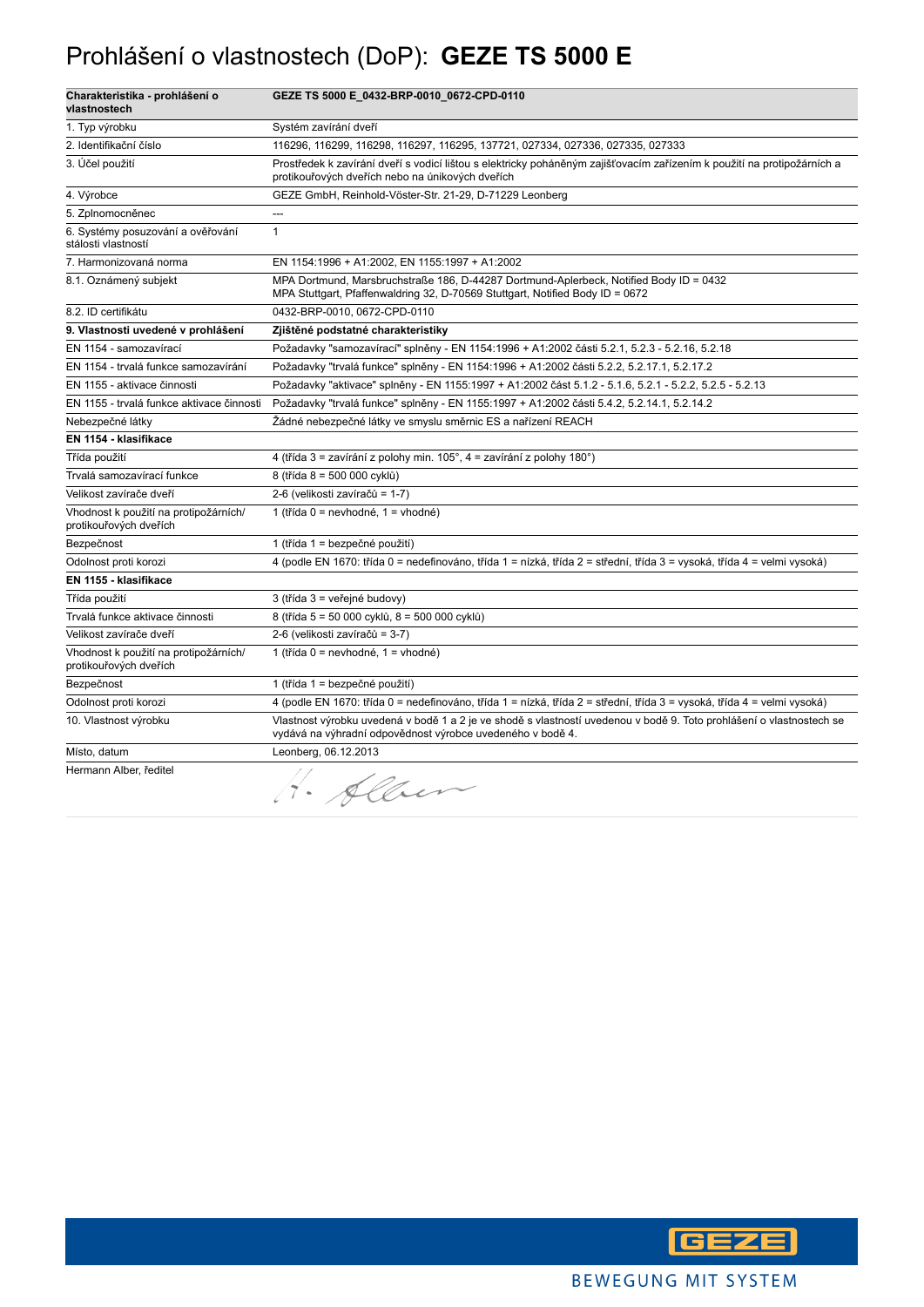# Prohlášení o vlastnostech (DoP): **GEZE TS 5000 E**

| **Charakteristika - prohlášení o vlastnostech** | **GEZE TS 5000 E_0432-BRP-0010_0672-CPD-0110** |
| --- | --- |
| 1. Typ výrobku | Systém zavírání dveří |
| 2. Identifikační číslo | 116296, 116299, 116298, 116297, 116295, 137721, 027334, 027336, 027335, 027333 |
| 3. Účel použití | Prostředek k zavírání dveří s vodicí lištou s elektricky poháněným zajišťovacím zařízením k použití na protipožárních a protikouřových dveřích nebo na únikových dveřích |
| 4. Výrobce | GEZE GmbH, Reinhold-Vöster-Str. 21-29, D-71229 Leonberg |
| 5. Zplnomocněnec | --- |
| 6. Systémy posuzování a ověřování stálosti vlastností | 1 |
| 7. Harmonizovaná norma | EN 1154:1996 + A1:2002, EN 1155:1997 + A1:2002 |
| 8.1. Oznámený subjekt | MPA Dortmund, Marsbruchstraße 186, D-44287 Dortmund-Aplerbeck, Notified Body ID = 0432<br>MPA Stuttgart, Pfaffenwaldring 32, D-70569 Stuttgart, Notified Body ID = 0672 |
| 8.2. ID certifikátu | 0432-BRP-0010, 0672-CPD-0110 |
| **9. Vlastnosti uvedené v prohlášení** | **Zjištěné podstatné charakteristiky** |
| EN 1154 - samozavírací | Požadavky "samozavírací" splněny - EN 1154:1996 + A1:2002 části 5.2.1, 5.2.3 - 5.2.16, 5.2.18 |
| EN 1154 - trvalá funkce samozavírání | Požadavky "trvalá funkce" splněny - EN 1154:1996 + A1:2002 části 5.2.2, 5.2.17.1, 5.2.17.2 |
| EN 1155 - aktivace činnosti | Požadavky "aktivace" splněny - EN 1155:1997 + A1:2002 část 5.1.2 - 5.1.6, 5.2.1 - 5.2.2, 5.2.5 - 5.2.13 |
| EN 1155 - trvalá funkce aktivace činnosti | Požadavky "trvalá funkce" splněny - EN 1155:1997 + A1:2002 části 5.4.2, 5.2.14.1, 5.2.14.2 |
| Nebezpečné látky | Žádné nebezpečné látky ve smyslu směrnic ES a nařízení REACH |
| **EN 1154 - klasifikace** | |
| Třída použití | 4 (třída 3 = zavírání z polohy min. 105°, 4 = zavírání z polohy 180°) |
| Trvalá samozavírací funkce | 8 (třída 8 = 500 000 cyklů) |
| Velikost zavírače dveří | 2-6 (velikosti zavíračů = 1-7) |
| Vhodnost k použití na protipožárních/ protikouřových dveřích | 1 (třída 0 = nevhodné, 1 = vhodné) |
| Bezpečnost | 1 (třída 1 = bezpečné použití) |
| Odolnost proti korozi | 4 (podle EN 1670: třída 0 = nedefinováno, třída 1 = nízká, třída 2 = střední, třída 3 = vysoká, třída 4 = velmi vysoká) |
| **EN 1155 - klasifikace** | |
| Třída použití | 3 (třída 3 = veřejné budovy) |
| Trvalá funkce aktivace činnosti | 8 (třída 5 = 50 000 cyklů, 8 = 500 000 cyklů) |
| Velikost zavírače dveří | 2-6 (velikosti zavíračů = 3-7) |
| Vhodnost k použití na protipožárních/ protikouřových dveřích | 1 (třída 0 = nevhodné, 1 = vhodné) |
| Bezpečnost | 1 (třída 1 = bezpečné použití) |
| Odolnost proti korozi | 4 (podle EN 1670: třída 0 = nedefinováno, třída 1 = nízká, třída 2 = střední, třída 3 = vysoká, třída 4 = velmi vysoká) |
| 10. Vlastnost výrobku | Vlastnost výrobku uvedená v bodě 1 a 2 je ve shodě s vlastností uvedenou v bodě 9. Toto prohlášení o vlastnostech se vydává na výhradní odpovědnost výrobce uvedeného v bodě 4. |
| Místo, datum | Leonberg, 06.12.2013 |
| Hermann Alber, ředitel | H. Alber |

GEZE

BEWEGUNG MIT SYSTEM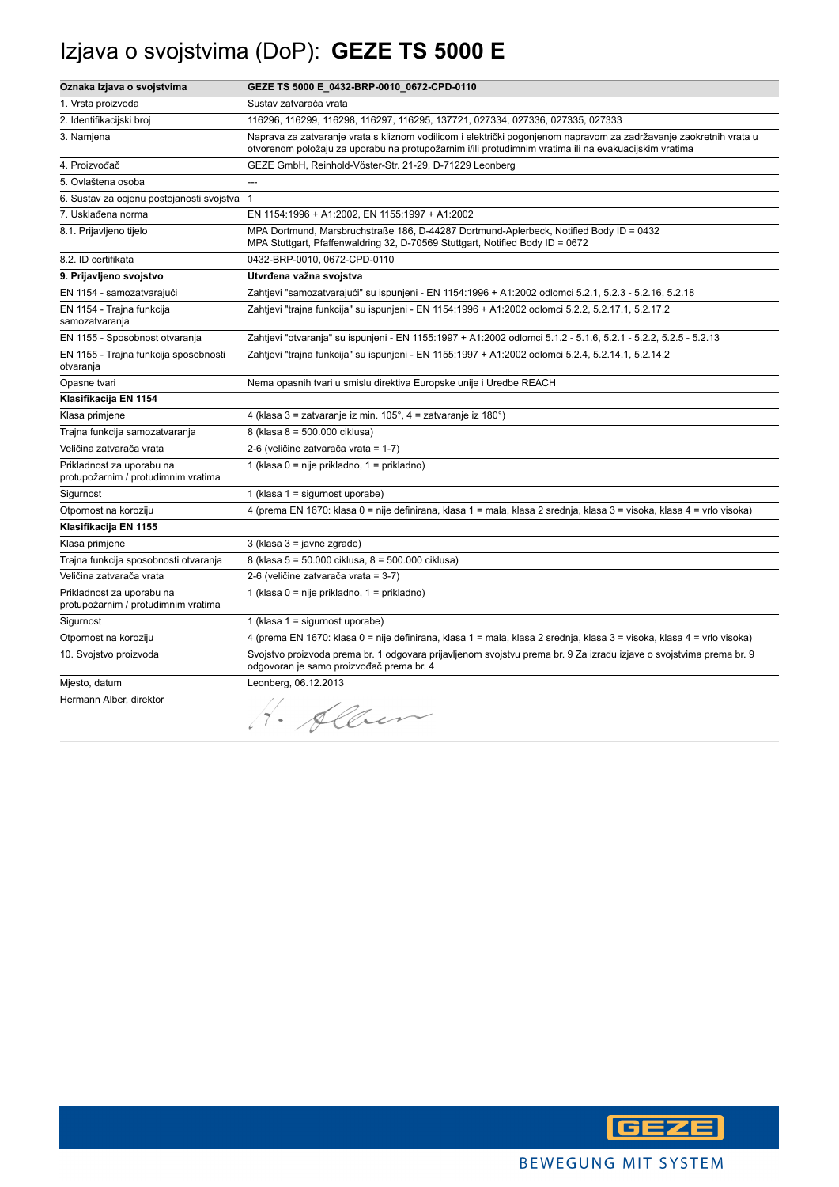# Izjava o svojstvima (DoP): **GEZE TS 5000 E**

| **Oznaka Izjava o svojstvima** | **GEZE TS 5000 E_0432-BRP-0010_0672-CPD-0110** |
|---|---|
| 1. Vrsta proizvoda | Sustav zatvarača vrata |
| 2. Identifikacijski broj | 116296, 116299, 116298, 116297, 116295, 137721, 027334, 027336, 027335, 027333 |
| 3. Namjena | Naprava za zatvaranje vrata s kliznom vodilicom i električki pogonjenom napravom za zadržavanje zaokretnih vrata u otvorenom položaju za uporabu na protupožarnim i/ili protudimnim vratima ili na evakuacijskim vratima |
| 4. Proizvođač | GEZE GmbH, Reinhold-Vöster-Str. 21-29, D-71229 Leonberg |
| 5. Ovlaštena osoba | --- |
| 6. Sustav za ocjenu postojanosti svojstva | 1 |
| 7. Usklađena norma | EN 1154:1996 + A1:2002, EN 1155:1997 + A1:2002 |
| 8.1. Prijavljeno tijelo | MPA Dortmund, Marsbruchstraße 186, D-44287 Dortmund-Aplerbeck, Notified Body ID = 0432<br>MPA Stuttgart, Pfaffenwaldring 32, D-70569 Stuttgart, Notified Body ID = 0672 |
| 8.2. ID certifikata | 0432-BRP-0010, 0672-CPD-0110 |
| **9. Prijavljeno svojstvo** | **Utvrđena važna svojstva** |
| EN 1154 - samozatvarajući | Zahtjevi "samozatvarajući" su ispunjeni - EN 1154:1996 + A1:2002 odlomci 5.2.1, 5.2.3 - 5.2.16, 5.2.18 |
| EN 1154 - Trajna funkcija samozatvaranja | Zahtjevi "trajna funkcija" su ispunjeni - EN 1154:1996 + A1:2002 odlomci 5.2.2, 5.2.17.1, 5.2.17.2 |
| EN 1155 - Sposobnost otvaranja | Zahtjevi "otvaranja" su ispunjeni - EN 1155:1997 + A1:2002 odlomci 5.1.2 - 5.1.6, 5.2.1 - 5.2.2, 5.2.5 - 5.2.13 |
| EN 1155 - Trajna funkcija sposobnosti otvaranja | Zahtjevi "trajna funkcija" su ispunjeni - EN 1155:1997 + A1:2002 odlomci 5.2.4, 5.2.14.1, 5.2.14.2 |
| Opasne tvari | Nema opasnih tvari u smislu direktiva Europske unije i Uredbe REACH |
| **Klasifikacija EN 1154** | |
| Klasa primjene | 4 (klasa 3 = zatvaranje iz min. 105°, 4 = zatvaranje iz 180°) |
| Trajna funkcija samozatvaranja | 8 (klasa 8 = 500.000 ciklusa) |
| Veličina zatvarača vrata | 2-6 (veličine zatvarača vrata = 1-7) |
| Prikladnost za uporabu na protupožarnim / protudimnim vratima | 1 (klasa 0 = nije prikladno, 1 = prikladno) |
| Sigurnost | 1 (klasa 1 = sigurnost uporabe) |
| Otpornost na koroziju | 4 (prema EN 1670: klasa 0 = nije definirana, klasa 1 = mala, klasa 2 srednja, klasa 3 = visoka, klasa 4 = vrlo visoka) |
| **Klasifikacija EN 1155** | |
| Klasa primjene | 3 (klasa 3 = javne zgrade) |
| Trajna funkcija sposobnosti otvaranja | 8 (klasa 5 = 50.000 ciklusa, 8 = 500.000 ciklusa) |
| Veličina zatvarača vrata | 2-6 (veličine zatvarača vrata = 3-7) |
| Prikladnost za uporabu na protupožarnim / protudimnim vratima | 1 (klasa 0 = nije prikladno, 1 = prikladno) |
| Sigurnost | 1 (klasa 1 = sigurnost uporabe) |
| Otpornost na koroziju | 4 (prema EN 1670: klasa 0 = nije definirana, klasa 1 = mala, klasa 2 srednja, klasa 3 = visoka, klasa 4 = vrlo visoka) |
| 10. Svojstvo proizvoda | Svojstvo proizvoda prema br. 1 odgovara prijavljenom svojstvu prema br. 9 Za izradu izjave o svojstvima prema br. 9 odgovoran je samo proizvođač prema br. 4 |
| Mjesto, datum | Leonberg, 06.12.2013 |
| Hermann Alber, direktor | H. Alber |

GEZE

BEWEGUNG MIT SYSTEM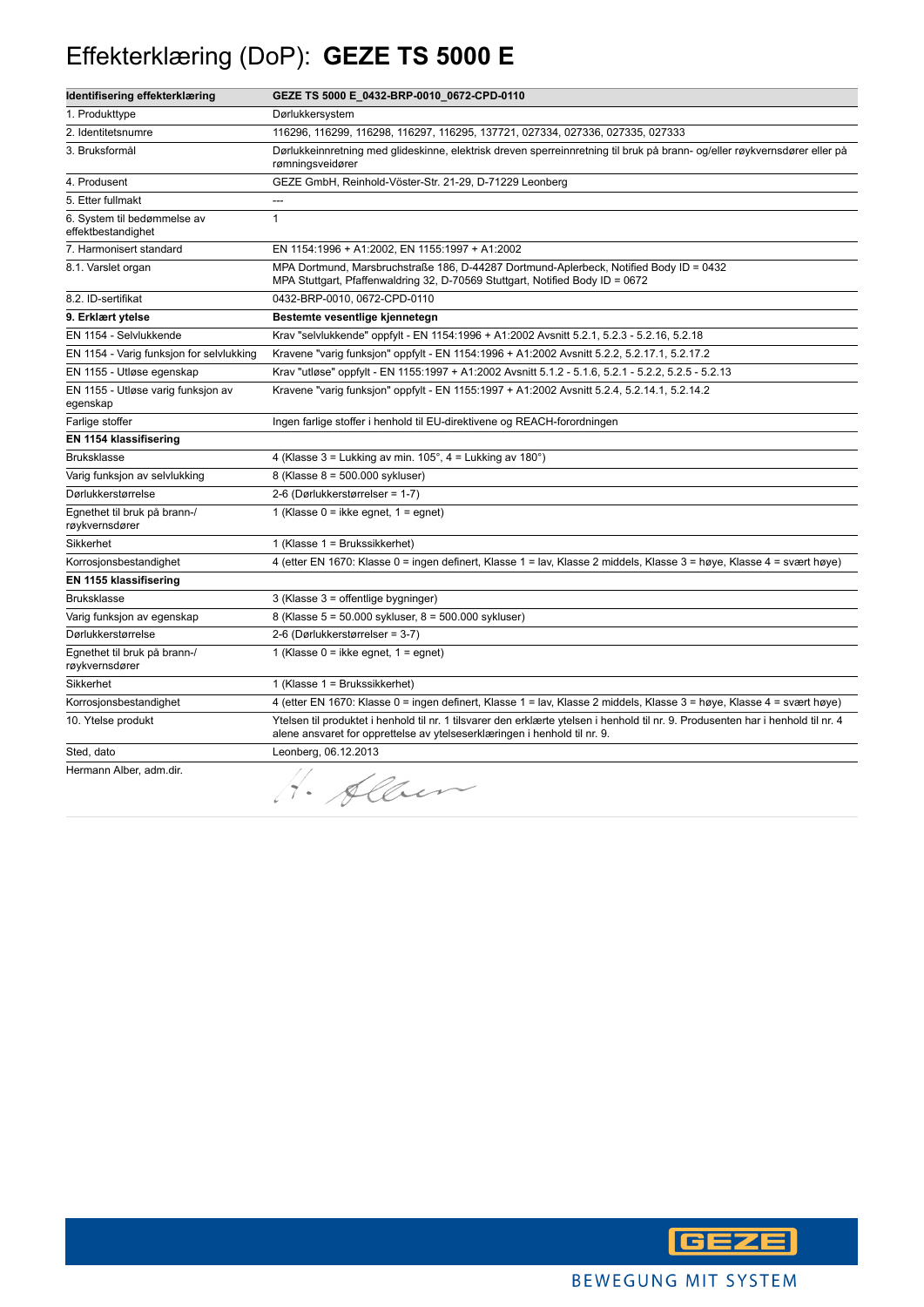# Effekterklæring (DoP): **GEZE TS 5000 E**

| **Identifisering effekterklæring** | **GEZE TS 5000 E_0432-BRP-0010_0672-CPD-0110** |
|---|---|
| 1. Produkttype | Dørlukkersystem |
| 2. Identitetsnumre | 116296, 116299, 116298, 116297, 116295, 137721, 027334, 027336, 027335, 027333 |
| 3. Bruksformål | Dørlukkeinnretning med glideskinne, elektrisk dreven sperreinnretning til bruk på brann- og/eller røykvernsdører eller på rømningsveidører |
| 4. Produsent | GEZE GmbH, Reinhold-Vöster-Str. 21-29, D-71229 Leonberg |
| 5. Etter fullmakt | --- |
| 6. System til bedømmelse av effektbestandighet | 1 |
| 7. Harmonisert standard | EN 1154:1996 + A1:2002, EN 1155:1997 + A1:2002 |
| 8.1. Varslet organ | MPA Dortmund, Marsbruchstraße 186, D-44287 Dortmund-Aplerbeck, Notified Body ID = 0432<br>MPA Stuttgart, Pfaffenwaldring 32, D-70569 Stuttgart, Notified Body ID = 0672 |
| 8.2. ID-sertifikat | 0432-BRP-0010, 0672-CPD-0110 |
| **9. Erklært ytelse** | **Bestemte vesentlige kjennetegn** |
| EN 1154 - Selvlukkende | Krav "selvlukkende" oppfylt - EN 1154:1996 + A1:2002 Avsnitt 5.2.1, 5.2.3 - 5.2.16, 5.2.18 |
| EN 1154 - Varig funksjon for selvlukking | Kravene "varig funksjon" oppfylt - EN 1154:1996 + A1:2002 Avsnitt 5.2.2, 5.2.17.1, 5.2.17.2 |
| EN 1155 - Utløse egenskap | Krav "utløse" oppfylt - EN 1155:1997 + A1:2002 Avsnitt 5.1.2 - 5.1.6, 5.2.1 - 5.2.2, 5.2.5 - 5.2.13 |
| EN 1155 - Utløse varig funksjon av egenskap | Kravene "varig funksjon" oppfylt - EN 1155:1997 + A1:2002 Avsnitt 5.2.4, 5.2.14.1, 5.2.14.2 |
| Farlige stoffer | Ingen farlige stoffer i henhold til EU-direktivene og REACH-forordningen |
| **EN 1154 klassifisering** | |
| Bruksklasse | 4 (Klasse 3 = Lukking av min. 105°, 4 = Lukking av 180°) |
| Varig funksjon av selvlukking | 8 (Klasse 8 = 500.000 sykluser) |
| Dørlukkerstørrelse | 2-6 (Dørlukkerstørrelser = 1-7) |
| Egnethet til bruk på brann-/ røykvernsdører | 1 (Klasse 0 = ikke egnet, 1 = egnet) |
| Sikkerhet | 1 (Klasse 1 = Brukssikkerhet) |
| Korrosjonsbestandighet | 4 (etter EN 1670: Klasse 0 = ingen definert, Klasse 1 = lav, Klasse 2 middels, Klasse 3 = høye, Klasse 4 = svært høye) |
| **EN 1155 klassifisering** | |
| Bruksklasse | 3 (Klasse 3 = offentlige bygninger) |
| Varig funksjon av egenskap | 8 (Klasse 5 = 50.000 sykluser, 8 = 500.000 sykluser) |
| Dørlukkerstørrelse | 2-6 (Dørlukkerstørrelser = 3-7) |
| Egnethet til bruk på brann-/ røykvernsdører | 1 (Klasse 0 = ikke egnet, 1 = egnet) |
| Sikkerhet | 1 (Klasse 1 = Brukssikkerhet) |
| Korrosjonsbestandighet | 4 (etter EN 1670: Klasse 0 = ingen definert, Klasse 1 = lav, Klasse 2 middels, Klasse 3 = høye, Klasse 4 = svært høye) |
| 10. Ytelse produkt | Ytelsen til produktet i henhold til nr. 1 tilsvarer den erklærte ytelsen i henhold til nr. 9. Produsenten har i henhold til nr. 4 alene ansvaret for opprettelse av ytelseserklæringen i henhold til nr. 9. |
| Sted, dato | Leonberg, 06.12.2013 |
| Hermann Alber, adm.dir. | H. Alber |

GEZE

BEWEGUNG MIT SYSTEM